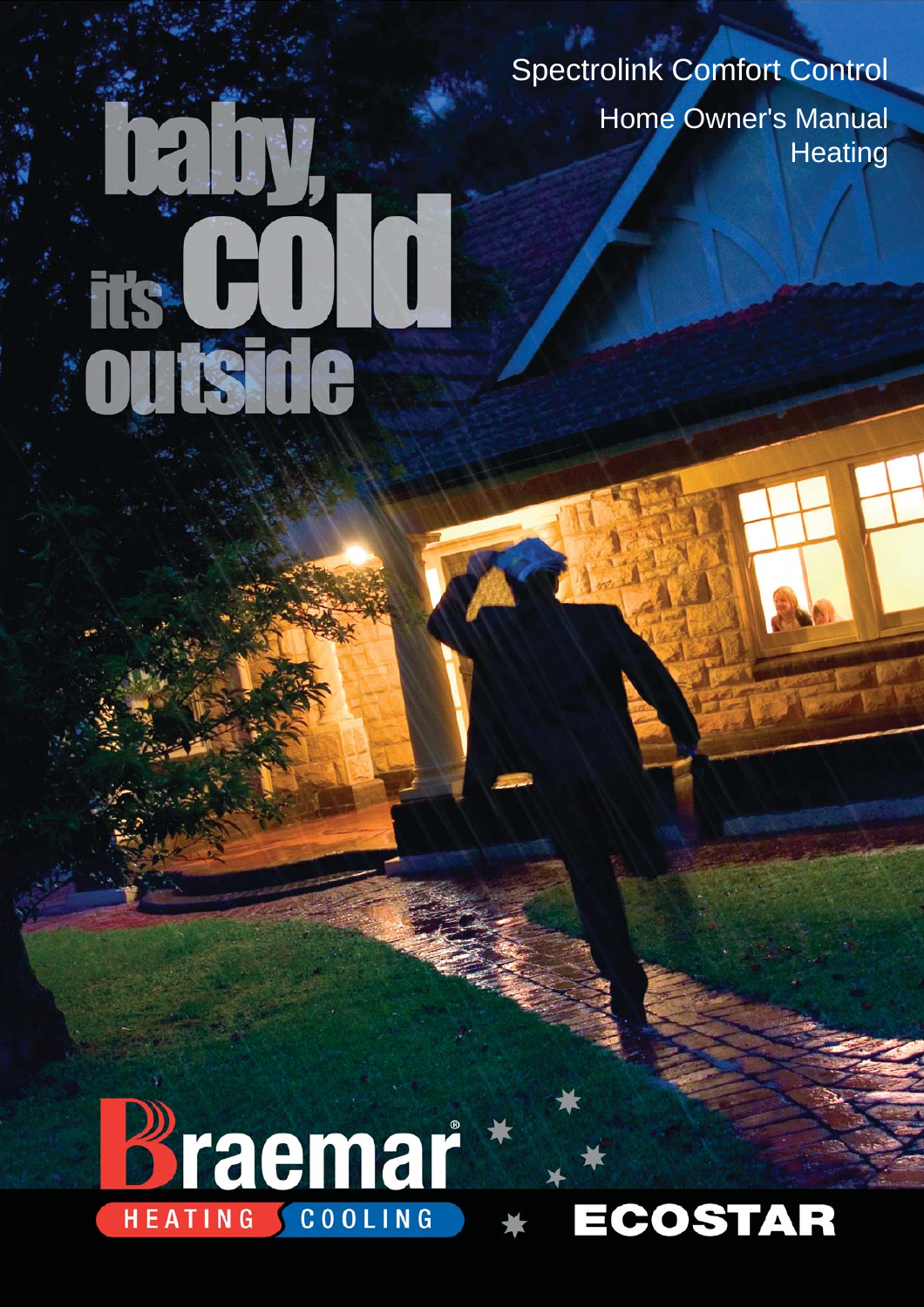# Spectrolink Comfort Control

## Home Owner's Manual
## Heating

baby, it's cold outside

Braemar®

HEATING COOLING

ECOSTAR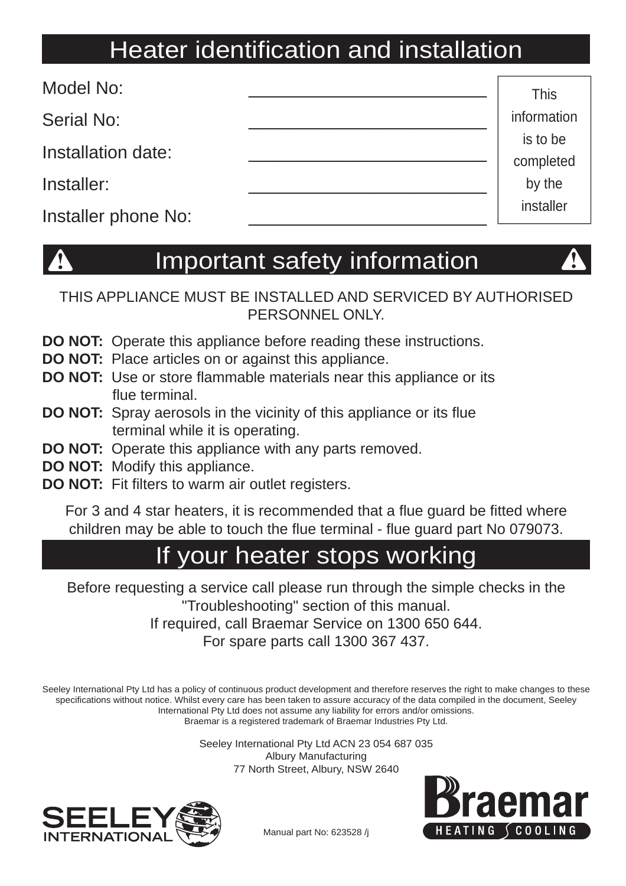## Heater identification and installation

Model No: ___________________________

Serial No: ___________________________

Installation date: ___________________________

Installer: ___________________________

Installer phone No: ___________________________

This information is to be completed by the installer

## Important safety information

THIS APPLIANCE MUST BE INSTALLED AND SERVICED BY AUTHORISED PERSONNEL ONLY.

**DO NOT:** Operate this appliance before reading these instructions.
**DO NOT:** Place articles on or against this appliance.
**DO NOT:** Use or store flammable materials near this appliance or its flue terminal.
**DO NOT:** Spray aerosols in the vicinity of this appliance or its flue terminal while it is operating.
**DO NOT:** Operate this appliance with any parts removed.
**DO NOT:** Modify this appliance.
**DO NOT:** Fit filters to warm air outlet registers.

For 3 and 4 star heaters, it is recommended that a flue guard be fitted where children may be able to touch the flue terminal - flue guard part No 079073.

## If your heater stops working

Before requesting a service call please run through the simple checks in the "Troubleshooting" section of this manual.
If required, call Braemar Service on 1300 650 644.
For spare parts call 1300 367 437.

Seeley International Pty Ltd has a policy of continuous product development and therefore reserves the right to make changes to these specifications without notice. Whilst every care has been taken to assure accuracy of the data compiled in the document, Seeley International Pty Ltd does not assume any liability for errors and/or omissions.
Braemar is a registered trademark of Braemar Industries Pty Ltd.

Seeley International Pty Ltd ACN 23 054 687 035
Albury Manufacturing
77 North Street, Albury, NSW 2640

SEELEY INTERNATIONAL

Braemar HEATING COOLING

Manual part No: 623528 /j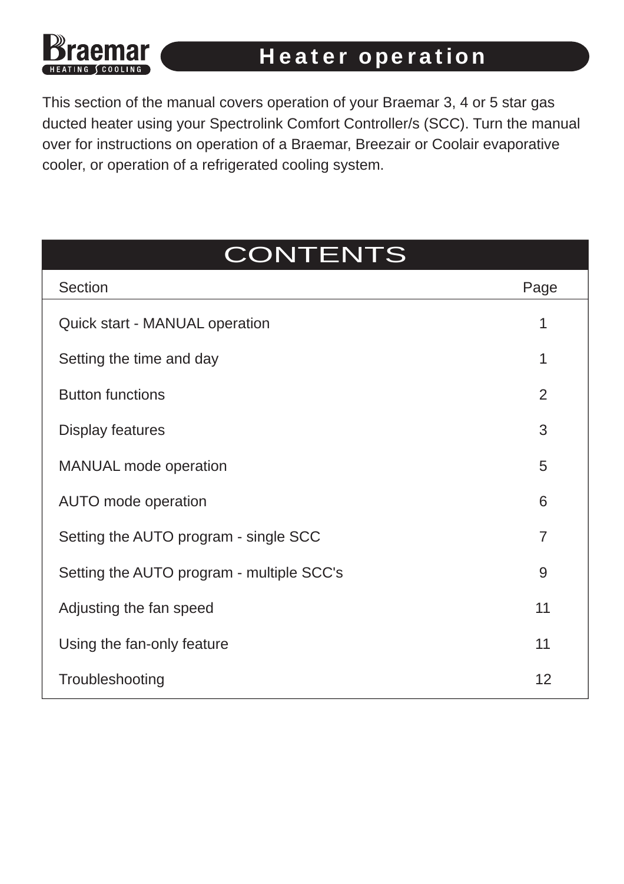# Heater operation

This section of the manual covers operation of your Braemar 3, 4 or 5 star gas ducted heater using your Spectrolink Comfort Controller/s (SCC). Turn the manual over for instructions on operation of a Braemar, Breezair or Coolair evaporative cooler, or operation of a refrigerated cooling system.

## CONTENTS

| Section | Page |
|---|---|
| Quick start - MANUAL operation | 1 |
| Setting the time and day | 1 |
| Button functions | 2 |
| Display features | 3 |
| MANUAL mode operation | 5 |
| AUTO mode operation | 6 |
| Setting the AUTO program - single SCC | 7 |
| Setting the AUTO program - multiple SCC's | 9 |
| Adjusting the fan speed | 11 |
| Using the fan-only feature | 11 |
| Troubleshooting | 12 |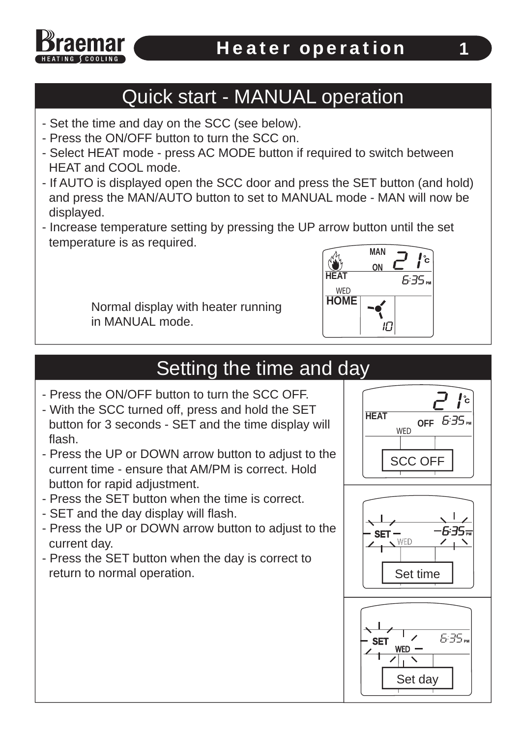# Heater operation

## Quick start - MANUAL operation

- Set the time and day on the SCC (see below).
- Press the ON/OFF button to turn the SCC on.
- Select HEAT mode - press AC MODE button if required to switch between HEAT and COOL mode.
- If AUTO is displayed open the SCC door and press the SET button (and hold) and press the MAN/AUTO button to set to MANUAL mode - MAN will now be displayed.
- Increase temperature setting by pressing the UP arrow button until the set temperature is as required.

Normal display with heater running in MANUAL mode.

## Setting the time and day

- Press the ON/OFF button to turn the SCC OFF.
- With the SCC turned off, press and hold the SET button for 3 seconds - SET and the time display will flash.
- Press the UP or DOWN arrow button to adjust to the current time - ensure that AM/PM is correct. Hold button for rapid adjustment.
- Press the SET button when the time is correct.
- SET and the day display will flash.
- Press the UP or DOWN arrow button to adjust to the current day.
- Press the SET button when the day is correct to return to normal operation.

SCC OFF

Set time

Set day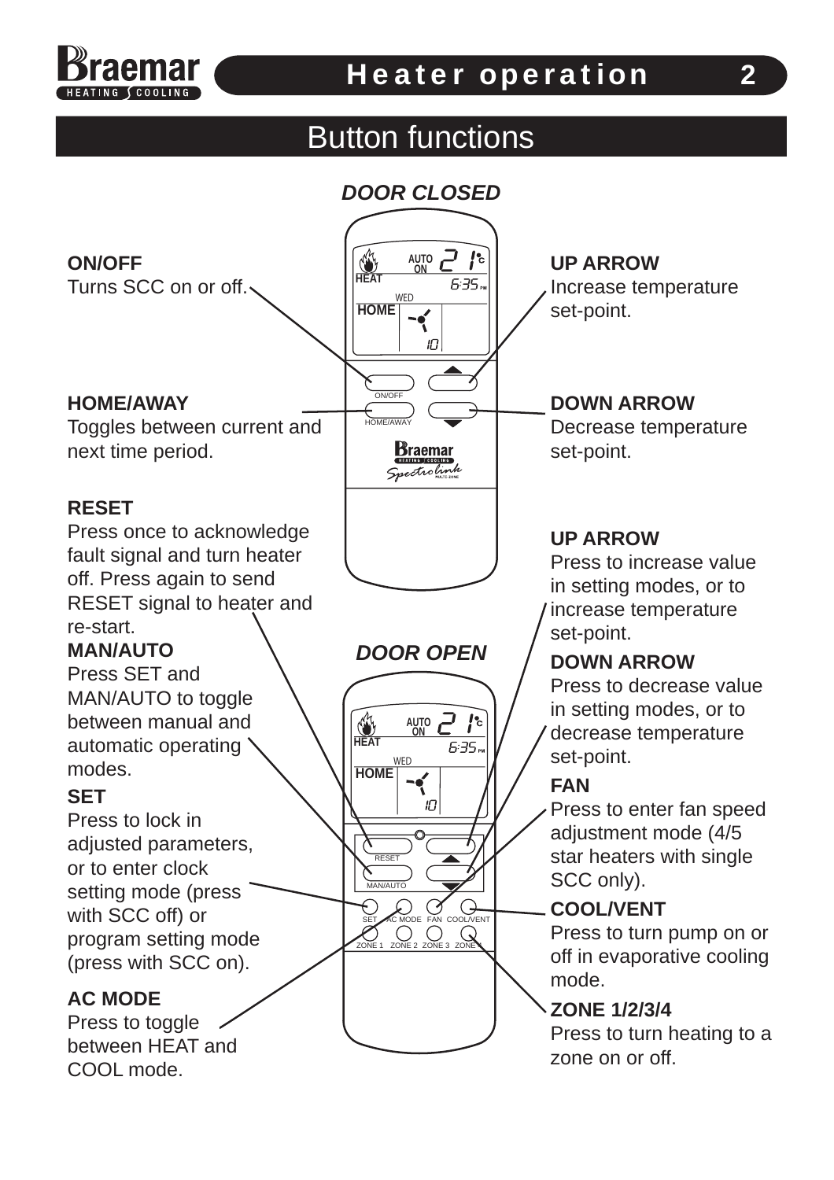## Button functions

### DOOR CLOSED

**ON/OFF**
Turns SCC on or off.

**HOME/AWAY**
Toggles between current and next time period.

**UP ARROW**
Increase temperature set-point.

**DOWN ARROW**
Decrease temperature set-point.

### DOOR OPEN

**RESET**
Press once to acknowledge fault signal and turn heater off. Press again to send RESET signal to heater and re-start.

**MAN/AUTO**
Press SET and MAN/AUTO to toggle between manual and automatic operating modes.

**SET**
Press to lock in adjusted parameters, or to enter clock setting mode (press with SCC off) or program setting mode (press with SCC on).

**AC MODE**
Press to toggle between HEAT and COOL mode.

**UP ARROW**
Press to increase value in setting modes, or to increase temperature set-point.

**DOWN ARROW**
Press to decrease value in setting modes, or to decrease temperature set-point.

**FAN**
Press to enter fan speed adjustment mode (4/5 star heaters with single SCC only).

**COOL/VENT**
Press to turn pump on or off in evaporative cooling mode.

**ZONE 1/2/3/4**
Press to turn heating to a zone on or off.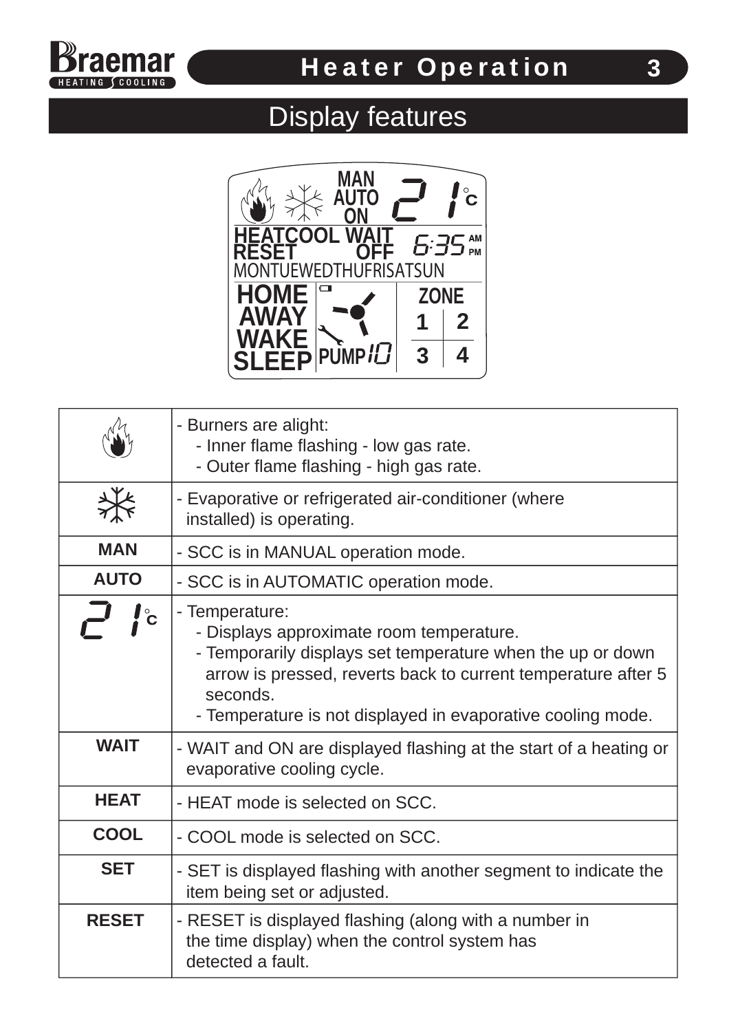## Display features

| | |
|---|---|
| (flame icon) | - Burners are alight:<br>- Inner flame flashing - low gas rate.<br>- Outer flame flashing - high gas rate. |
| (snowflake icon) | - Evaporative or refrigerated air-conditioner (where installed) is operating. |
| **MAN** | - SCC is in MANUAL operation mode. |
| **AUTO** | - SCC is in AUTOMATIC operation mode. |
| 21°C | - Temperature:<br>- Displays approximate room temperature.<br>- Temporarily displays set temperature when the up or down arrow is pressed, reverts back to current temperature after 5 seconds.<br>- Temperature is not displayed in evaporative cooling mode. |
| **WAIT** | - WAIT and ON are displayed flashing at the start of a heating or evaporative cooling cycle. |
| **HEAT** | - HEAT mode is selected on SCC. |
| **COOL** | - COOL mode is selected on SCC. |
| **SET** | - SET is displayed flashing with another segment to indicate the item being set or adjusted. |
| **RESET** | - RESET is displayed flashing (along with a number in the time display) when the control system has detected a fault. |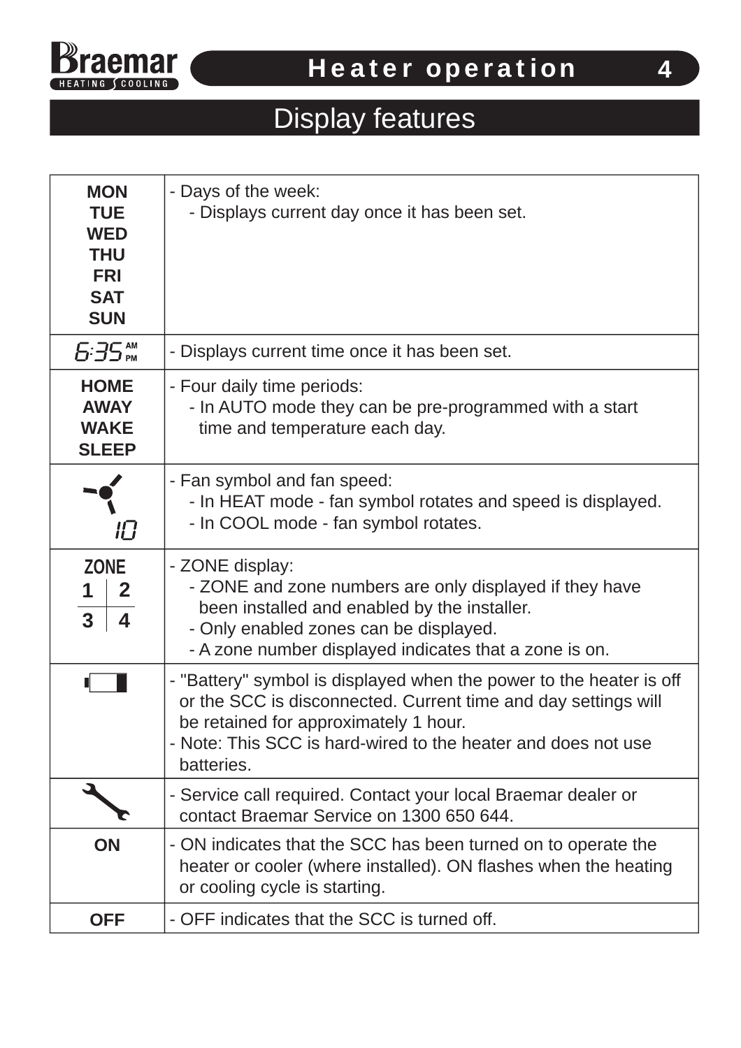# Heater operation

## Display features

| | |
|---|---|
| MON<br>TUE<br>WED<br>THU<br>FRI<br>SAT<br>SUN | - Days of the week:<br>- Displays current day once it has been set. |
| 6:35 AM PM | - Displays current time once it has been set. |
| HOME<br>AWAY<br>WAKE<br>SLEEP | - Four daily time periods:<br>- In AUTO mode they can be pre-programmed with a start time and temperature each day. |
| 10 | - Fan symbol and fan speed:<br>- In HEAT mode - fan symbol rotates and speed is displayed.<br>- In COOL mode - fan symbol rotates. |
| ZONE<br>1 2<br>3 4 | - ZONE display:<br>- ZONE and zone numbers are only displayed if they have been installed and enabled by the installer.<br>- Only enabled zones can be displayed.<br>- A zone number displayed indicates that a zone is on. |
| | - "Battery" symbol is displayed when the power to the heater is off or the SCC is disconnected. Current time and day settings will be retained for approximately 1 hour.<br>- Note: This SCC is hard-wired to the heater and does not use batteries. |
| | - Service call required. Contact your local Braemar dealer or contact Braemar Service on 1300 650 644. |
| ON | - ON indicates that the SCC has been turned on to operate the heater or cooler (where installed). ON flashes when the heating or cooling cycle is starting. |
| OFF | - OFF indicates that the SCC is turned off. |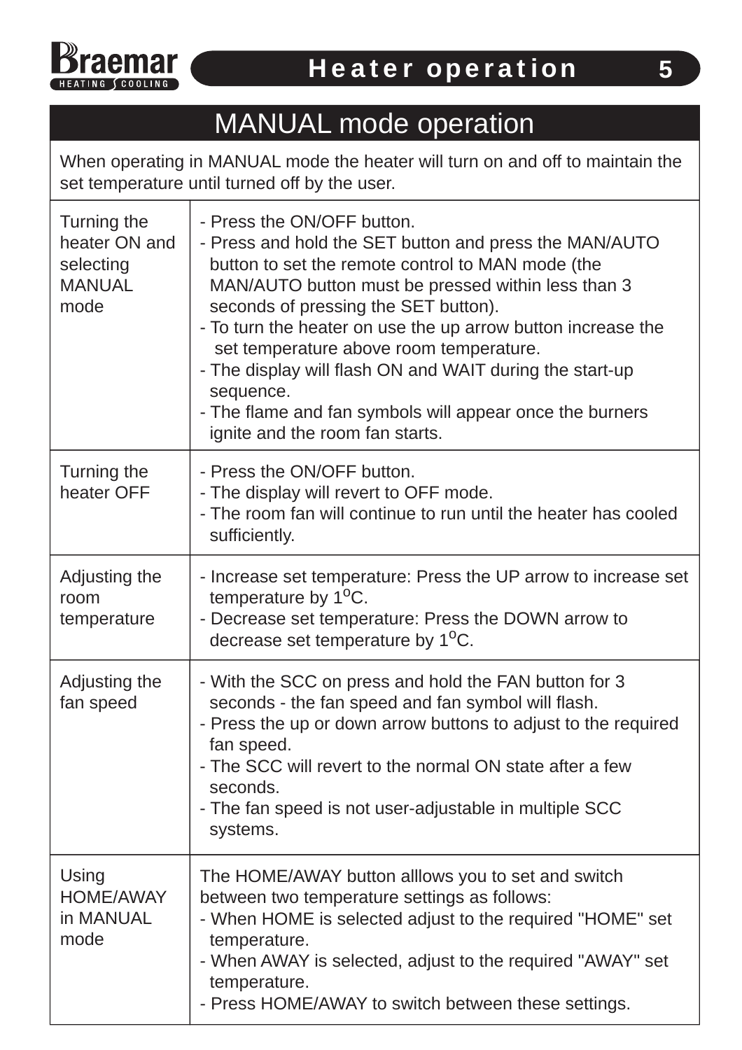## Heater operation

# MANUAL mode operation

When operating in MANUAL mode the heater will turn on and off to maintain the set temperature until turned off by the user.

| | |
|---|---|
| Turning the heater ON and selecting MANUAL mode | - Press the ON/OFF button.<br>- Press and hold the SET button and press the MAN/AUTO button to set the remote control to MAN mode (the MAN/AUTO button must be pressed within less than 3 seconds of pressing the SET button).<br>- To turn the heater on use the up arrow button increase the set temperature above room temperature.<br>- The display will flash ON and WAIT during the start-up sequence.<br>- The flame and fan symbols will appear once the burners ignite and the room fan starts. |
| Turning the heater OFF | - Press the ON/OFF button.<br>- The display will revert to OFF mode.<br>- The room fan will continue to run until the heater has cooled sufficiently. |
| Adjusting the room temperature | - Increase set temperature: Press the UP arrow to increase set temperature by 1°C.<br>- Decrease set temperature: Press the DOWN arrow to decrease set temperature by 1°C. |
| Adjusting the fan speed | - With the SCC on press and hold the FAN button for 3 seconds - the fan speed and fan symbol will flash.<br>- Press the up or down arrow buttons to adjust to the required fan speed.<br>- The SCC will revert to the normal ON state after a few seconds.<br>- The fan speed is not user-adjustable in multiple SCC systems. |
| Using HOME/AWAY in MANUAL mode | The HOME/AWAY button alllows you to set and switch between two temperature settings as follows:<br>- When HOME is selected adjust to the required "HOME" set temperature.<br>- When AWAY is selected, adjust to the required "AWAY" set temperature.<br>- Press HOME/AWAY to switch between these settings. |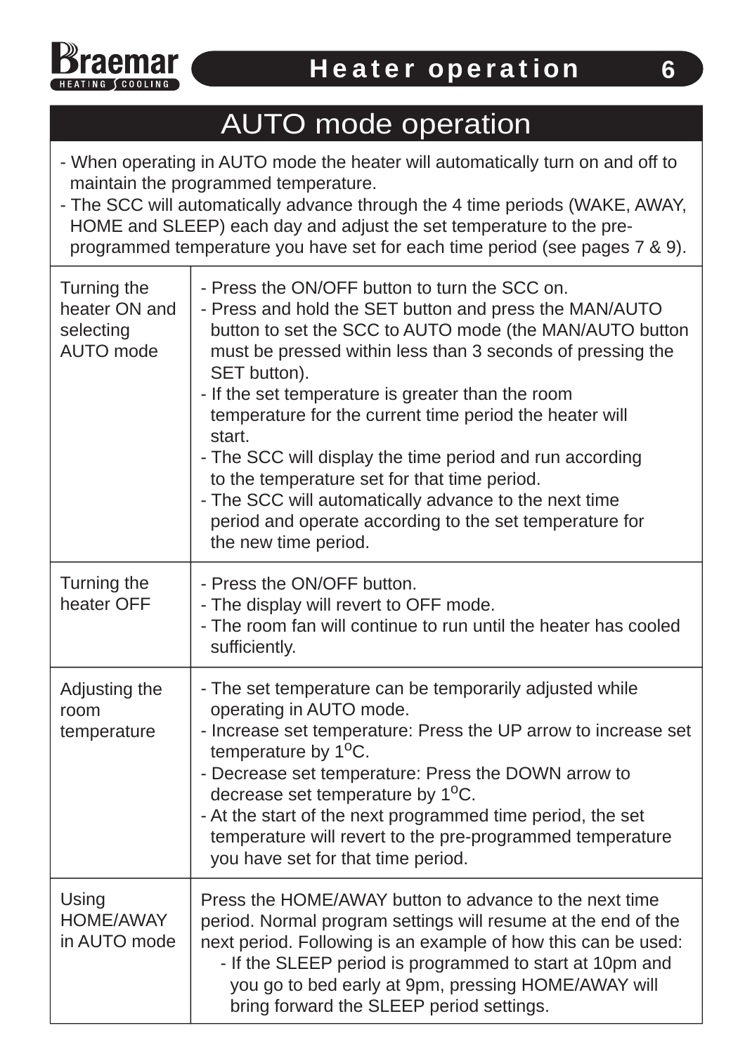# AUTO mode operation

- When operating in AUTO mode the heater will automatically turn on and off to maintain the programmed temperature.
- The SCC will automatically advance through the 4 time periods (WAKE, AWAY, HOME and SLEEP) each day and adjust the set temperature to the pre-programmed temperature you have set for each time period (see pages 7 & 9).

| | |
|---|---|
| Turning the heater ON and selecting AUTO mode | - Press the ON/OFF button to turn the SCC on.<br>- Press and hold the SET button and press the MAN/AUTO button to set the SCC to AUTO mode (the MAN/AUTO button must be pressed within less than 3 seconds of pressing the SET button).<br>- If the set temperature is greater than the room temperature for the current time period the heater will start.<br>- The SCC will display the time period and run according to the temperature set for that time period.<br>- The SCC will automatically advance to the next time period and operate according to the set temperature for the new time period. |
| Turning the heater OFF | - Press the ON/OFF button.<br>- The display will revert to OFF mode.<br>- The room fan will continue to run until the heater has cooled sufficiently. |
| Adjusting the room temperature | - The set temperature can be temporarily adjusted while operating in AUTO mode.<br>- Increase set temperature: Press the UP arrow to increase set temperature by 1°C.<br>- Decrease set temperature: Press the DOWN arrow to decrease set temperature by 1°C.<br>- At the start of the next programmed time period, the set temperature will revert to the pre-programmed temperature you have set for that time period. |
| Using HOME/AWAY in AUTO mode | Press the HOME/AWAY button to advance to the next time period. Normal program settings will resume at the end of the next period. Following is an example of how this can be used:<br>- If the SLEEP period is programmed to start at 10pm and you go to bed early at 9pm, pressing HOME/AWAY will bring forward the SLEEP period settings. |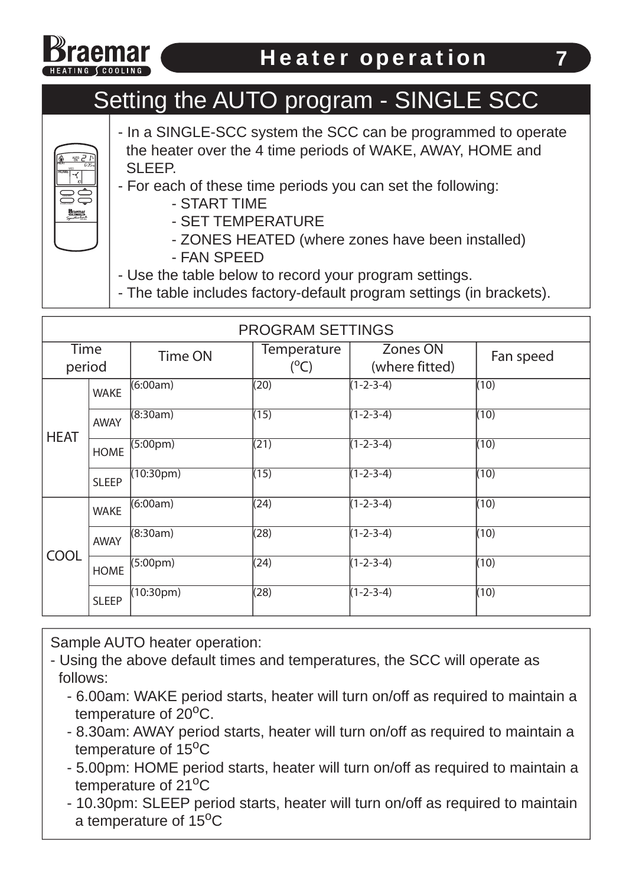# Setting the AUTO program - SINGLE SCC

- In a SINGLE-SCC system the SCC can be programmed to operate the heater over the 4 time periods of WAKE, AWAY, HOME and SLEEP.
- For each of these time periods you can set the following:
  - START TIME
  - SET TEMPERATURE
  - ZONES HEATED (where zones have been installed)
  - FAN SPEED
- Use the table below to record your program settings.
- The table includes factory-default program settings (in brackets).

| PROGRAM SETTINGS | | | | | |
|---|---|---|---|---|---|
| Time period | | Time ON | Temperature (°C) | Zones ON (where fitted) | Fan speed |
| HEAT | WAKE | (6:00am) | (20) | (1-2-3-4) | (10) |
| | AWAY | (8:30am) | (15) | (1-2-3-4) | (10) |
| | HOME | (5:00pm) | (21) | (1-2-3-4) | (10) |
| | SLEEP | (10:30pm) | (15) | (1-2-3-4) | (10) |
| COOL | WAKE | (6:00am) | (24) | (1-2-3-4) | (10) |
| | AWAY | (8:30am) | (28) | (1-2-3-4) | (10) |
| | HOME | (5:00pm) | (24) | (1-2-3-4) | (10) |
| | SLEEP | (10:30pm) | (28) | (1-2-3-4) | (10) |

Sample AUTO heater operation:

- Using the above default times and temperatures, the SCC will operate as follows:
  - 6.00am: WAKE period starts, heater will turn on/off as required to maintain a temperature of 20°C.
  - 8.30am: AWAY period starts, heater will turn on/off as required to maintain a temperature of 15°C
  - 5.00pm: HOME period starts, heater will turn on/off as required to maintain a temperature of 21°C
  - 10.30pm: SLEEP period starts, heater will turn on/off as required to maintain a temperature of 15°C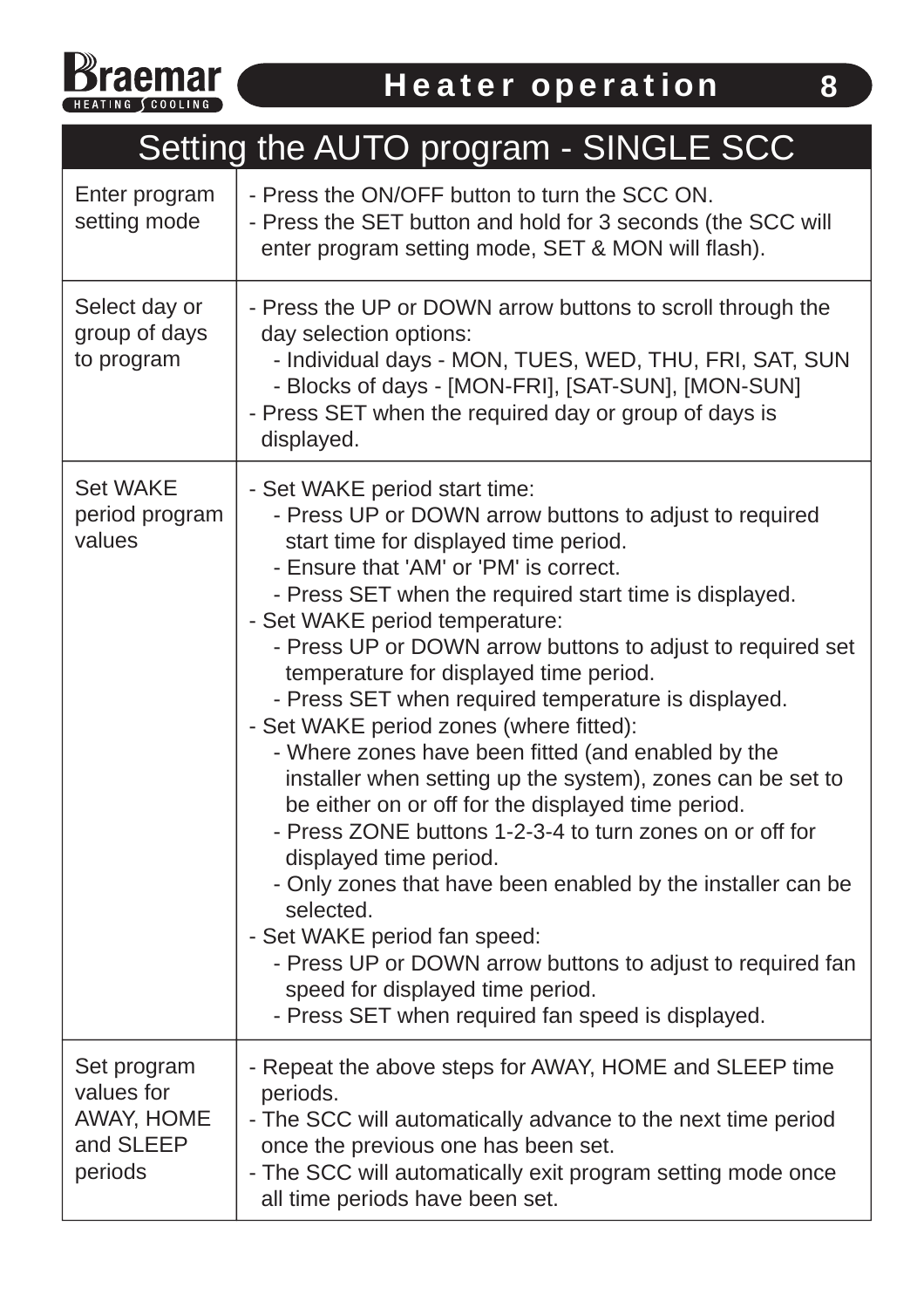## Setting the AUTO program - SINGLE SCC

| | |
|---|---|
| Enter program setting mode | - Press the ON/OFF button to turn the SCC ON.<br>- Press the SET button and hold for 3 seconds (the SCC will enter program setting mode, SET & MON will flash). |
| Select day or group of days to program | - Press the UP or DOWN arrow buttons to scroll through the day selection options:<br>&nbsp;&nbsp;- Individual days - MON, TUES, WED, THU, FRI, SAT, SUN<br>&nbsp;&nbsp;- Blocks of days - [MON-FRI], [SAT-SUN], [MON-SUN]<br>- Press SET when the required day or group of days is displayed. |
| Set WAKE period program values | - Set WAKE period start time:<br>&nbsp;&nbsp;- Press UP or DOWN arrow buttons to adjust to required start time for displayed time period.<br>&nbsp;&nbsp;- Ensure that 'AM' or 'PM' is correct.<br>&nbsp;&nbsp;- Press SET when the required start time is displayed.<br>- Set WAKE period temperature:<br>&nbsp;&nbsp;- Press UP or DOWN arrow buttons to adjust to required set temperature for displayed time period.<br>&nbsp;&nbsp;- Press SET when required temperature is displayed.<br>- Set WAKE period zones (where fitted):<br>&nbsp;&nbsp;- Where zones have been fitted (and enabled by the installer when setting up the system), zones can be set to be either on or off for the displayed time period.<br>&nbsp;&nbsp;- Press ZONE buttons 1-2-3-4 to turn zones on or off for displayed time period.<br>&nbsp;&nbsp;- Only zones that have been enabled by the installer can be selected.<br>- Set WAKE period fan speed:<br>&nbsp;&nbsp;- Press UP or DOWN arrow buttons to adjust to required fan speed for displayed time period.<br>&nbsp;&nbsp;- Press SET when required fan speed is displayed. |
| Set program values for AWAY, HOME and SLEEP periods | - Repeat the above steps for AWAY, HOME and SLEEP time periods.<br>- The SCC will automatically advance to the next time period once the previous one has been set.<br>- The SCC will automatically exit program setting mode once all time periods have been set. |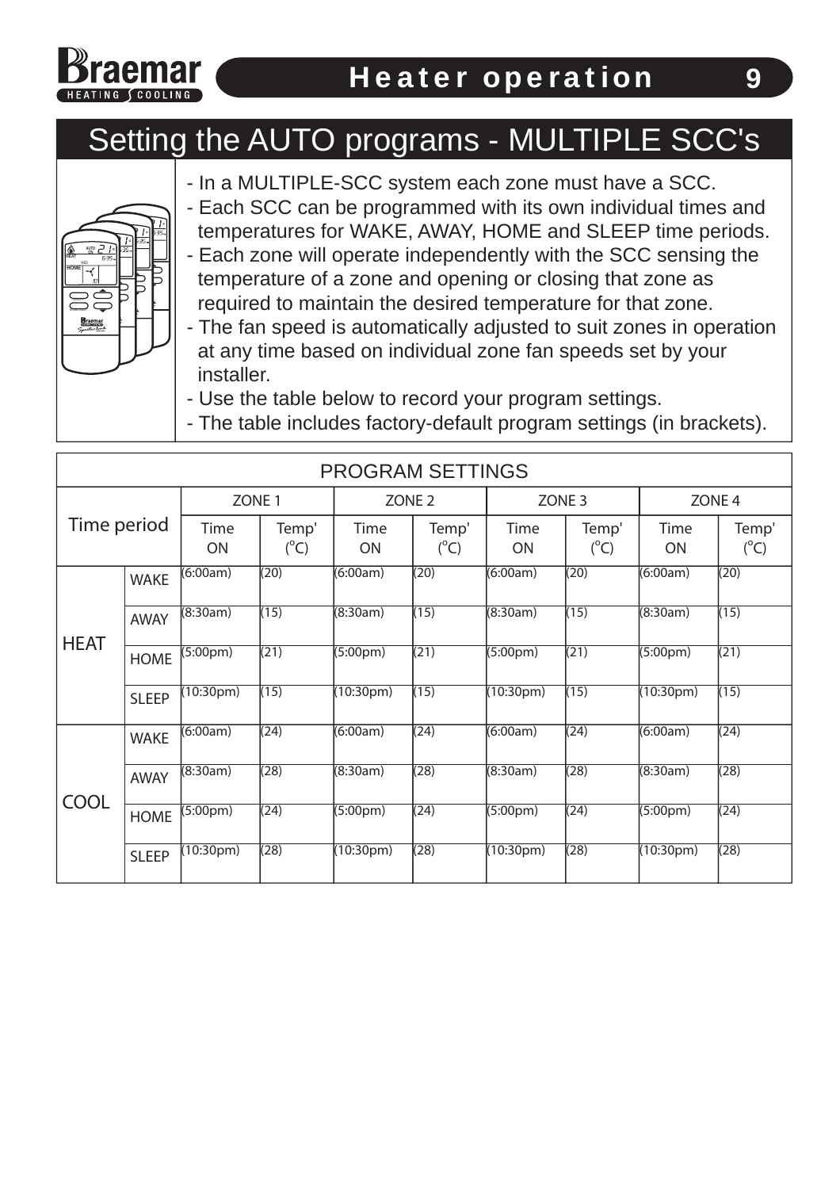## Setting the AUTO programs - MULTIPLE SCC's

- In a MULTIPLE-SCC system each zone must have a SCC.
- Each SCC can be programmed with its own individual times and temperatures for WAKE, AWAY, HOME and SLEEP time periods.
- Each zone will operate independently with the SCC sensing the temperature of a zone and opening or closing that zone as required to maintain the desired temperature for that zone.
- The fan speed is automatically adjusted to suit zones in operation at any time based on individual zone fan speeds set by your installer.
- Use the table below to record your program settings.
- The table includes factory-default program settings (in brackets).

PROGRAM SETTINGS

| Time period | | ZONE 1 | | ZONE 2 | | ZONE 3 | | ZONE 4 | |
|---|---|---|---|---|---|---|---|---|---|
| | | Time ON | Temp' (°C) | Time ON | Temp' (°C) | Time ON | Temp' (°C) | Time ON | Temp' (°C) |
| HEAT | WAKE | (6:00am) | (20) | (6:00am) | (20) | (6:00am) | (20) | (6:00am) | (20) |
| | AWAY | (8:30am) | (15) | (8:30am) | (15) | (8:30am) | (15) | (8:30am) | (15) |
| | HOME | (5:00pm) | (21) | (5:00pm) | (21) | (5:00pm) | (21) | (5:00pm) | (21) |
| | SLEEP | (10:30pm) | (15) | (10:30pm) | (15) | (10:30pm) | (15) | (10:30pm) | (15) |
| COOL | WAKE | (6:00am) | (24) | (6:00am) | (24) | (6:00am) | (24) | (6:00am) | (24) |
| | AWAY | (8:30am) | (28) | (8:30am) | (28) | (8:30am) | (28) | (8:30am) | (28) |
| | HOME | (5:00pm) | (24) | (5:00pm) | (24) | (5:00pm) | (24) | (5:00pm) | (24) |
| | SLEEP | (10:30pm) | (28) | (10:30pm) | (28) | (10:30pm) | (28) | (10:30pm) | (28) |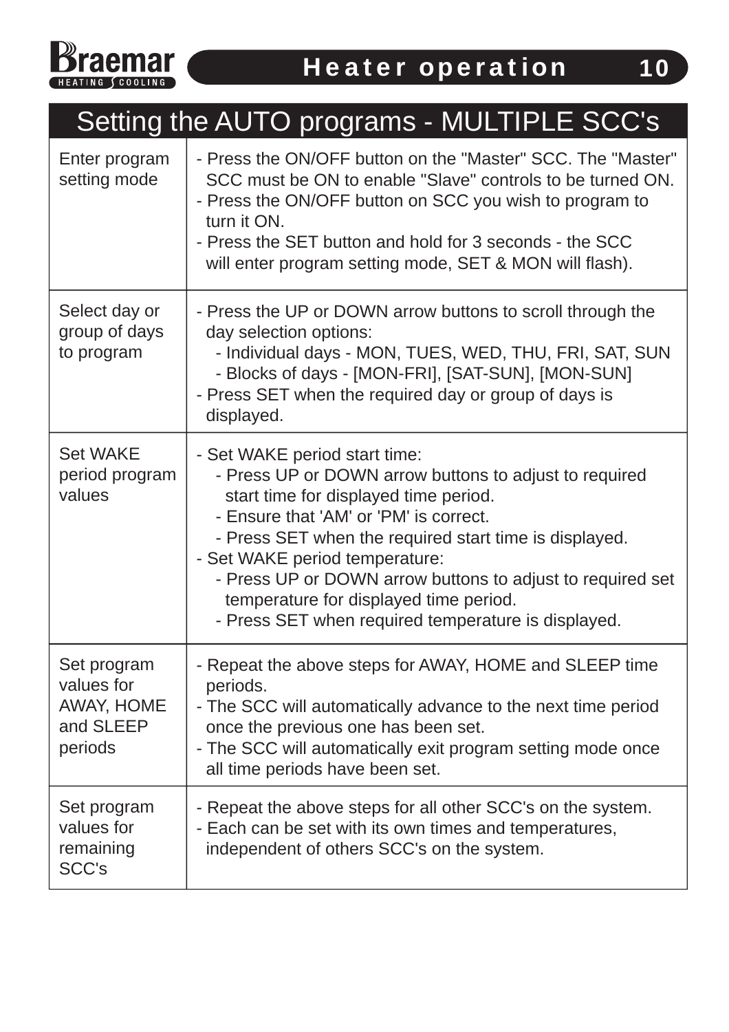## Setting the AUTO programs - MULTIPLE SCC's

| | |
|---|---|
| Enter program setting mode | - Press the ON/OFF button on the "Master" SCC. The "Master" SCC must be ON to enable "Slave" controls to be turned ON.<br>- Press the ON/OFF button on SCC you wish to program to turn it ON.<br>- Press the SET button and hold for 3 seconds - the SCC will enter program setting mode, SET & MON will flash). |
| Select day or group of days to program | - Press the UP or DOWN arrow buttons to scroll through the day selection options:<br>&nbsp;&nbsp;- Individual days - MON, TUES, WED, THU, FRI, SAT, SUN<br>&nbsp;&nbsp;- Blocks of days - [MON-FRI], [SAT-SUN], [MON-SUN]<br>- Press SET when the required day or group of days is displayed. |
| Set WAKE period program values | - Set WAKE period start time:<br>&nbsp;&nbsp;- Press UP or DOWN arrow buttons to adjust to required start time for displayed time period.<br>&nbsp;&nbsp;- Ensure that 'AM' or 'PM' is correct.<br>&nbsp;&nbsp;- Press SET when the required start time is displayed.<br>- Set WAKE period temperature:<br>&nbsp;&nbsp;- Press UP or DOWN arrow buttons to adjust to required set temperature for displayed time period.<br>&nbsp;&nbsp;- Press SET when required temperature is displayed. |
| Set program values for AWAY, HOME and SLEEP periods | - Repeat the above steps for AWAY, HOME and SLEEP time periods.<br>- The SCC will automatically advance to the next time period once the previous one has been set.<br>- The SCC will automatically exit program setting mode once all time periods have been set. |
| Set program values for remaining SCC's | - Repeat the above steps for all other SCC's on the system.<br>- Each can be set with its own times and temperatures, independent of others SCC's on the system. |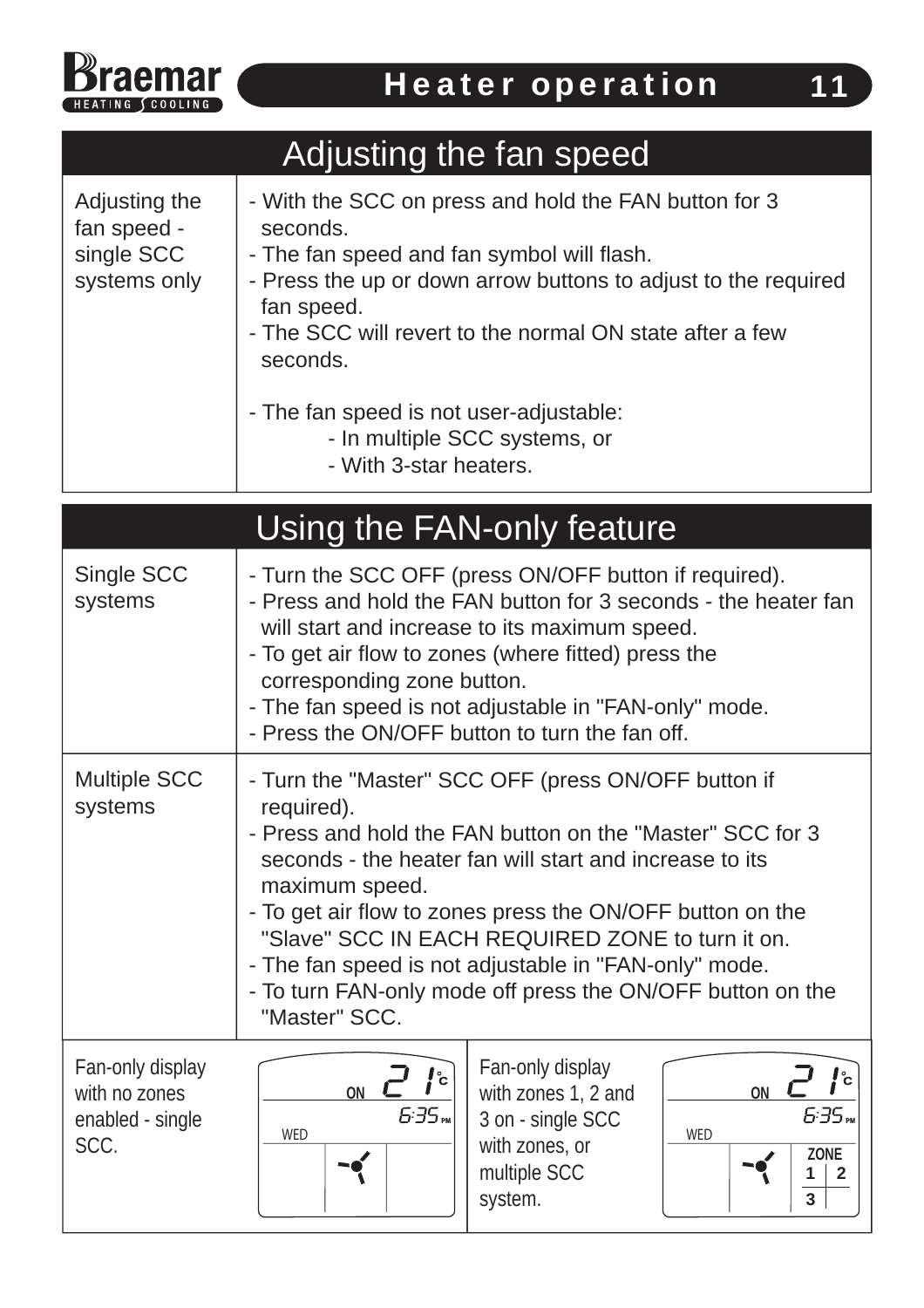## Adjusting the fan speed

| | |
|---|---|
| Adjusting the fan speed - single SCC systems only | - With the SCC on press and hold the FAN button for 3 seconds.<br>- The fan speed and fan symbol will flash.<br>- Press the up or down arrow buttons to adjust to the required fan speed.<br>- The SCC will revert to the normal ON state after a few seconds.<br><br>- The fan speed is not user-adjustable:<br>- In multiple SCC systems, or<br>- With 3-star heaters. |

## Using the FAN-only feature

| | |
|---|---|
| Single SCC systems | - Turn the SCC OFF (press ON/OFF button if required).<br>- Press and hold the FAN button for 3 seconds - the heater fan will start and increase to its maximum speed.<br>- To get air flow to zones (where fitted) press the corresponding zone button.<br>- The fan speed is not adjustable in "FAN-only" mode.<br>- Press the ON/OFF button to turn the fan off. |
| Multiple SCC systems | - Turn the "Master" SCC OFF (press ON/OFF button if required).<br>- Press and hold the FAN button on the "Master" SCC for 3 seconds - the heater fan will start and increase to its maximum speed.<br>- To get air flow to zones press the ON/OFF button on the "Slave" SCC IN EACH REQUIRED ZONE to turn it on.<br>- The fan speed is not adjustable in "FAN-only" mode.<br>- To turn FAN-only mode off press the ON/OFF button on the "Master" SCC. |

Fan-only display with no zones enabled - single SCC.

Fan-only display with zones 1, 2 and 3 on - single SCC with zones, or multiple SCC system.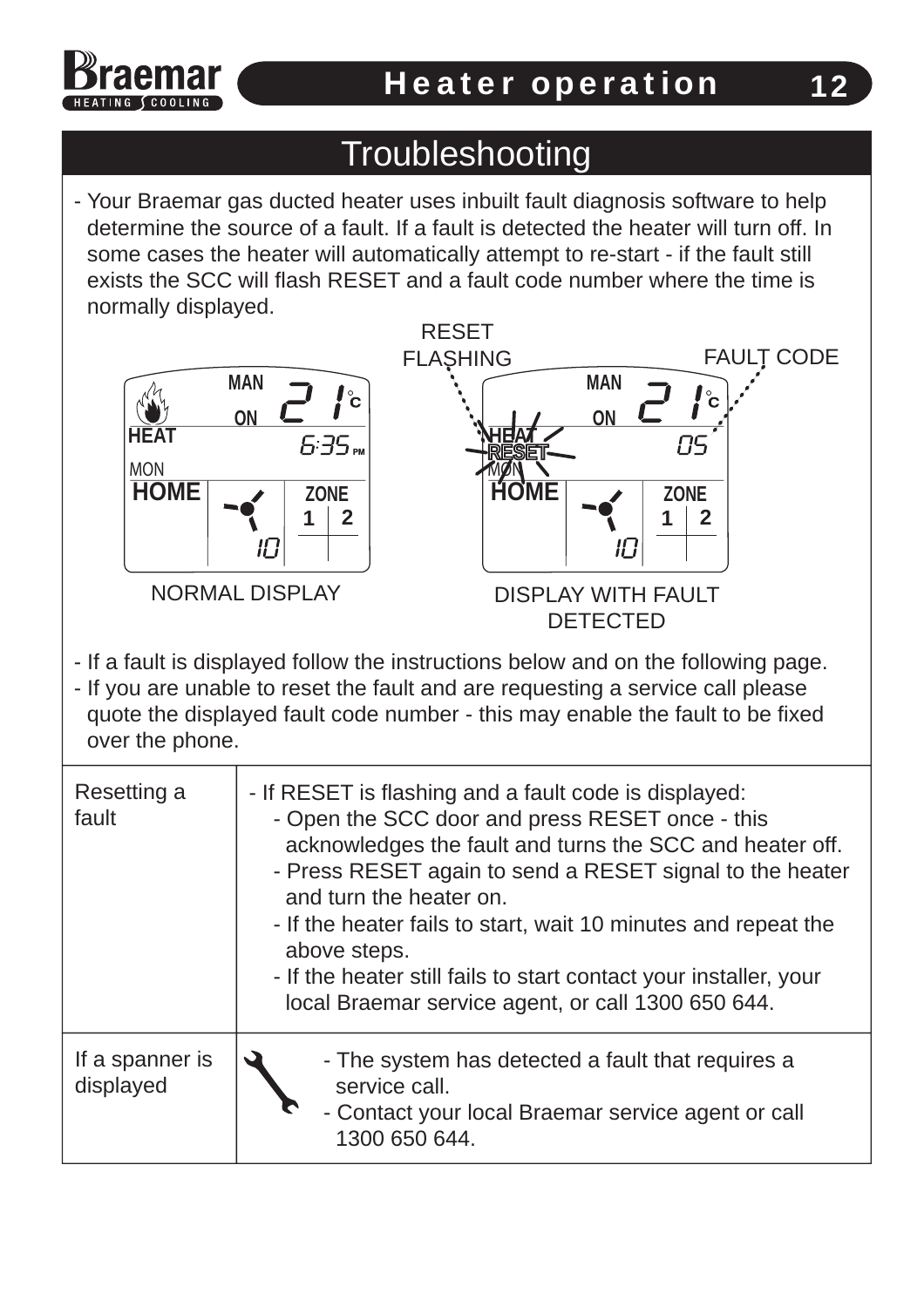## Troubleshooting

- Your Braemar gas ducted heater uses inbuilt fault diagnosis software to help determine the source of a fault. If a fault is detected the heater will turn off. In some cases the heater will automatically attempt to re-start - if the fault still exists the SCC will flash RESET and a fault code number where the time is normally displayed.

RESET FLASHING

FAULT CODE

NORMAL DISPLAY

DISPLAY WITH FAULT DETECTED

- If a fault is displayed follow the instructions below and on the following page.
- If you are unable to reset the fault and are requesting a service call please quote the displayed fault code number - this may enable the fault to be fixed over the phone.

| | |
|---|---|
| Resetting a fault | - If RESET is flashing and a fault code is displayed:<br>- Open the SCC door and press RESET once - this acknowledges the fault and turns the SCC and heater off.<br>- Press RESET again to send a RESET signal to the heater and turn the heater on.<br>- If the heater fails to start, wait 10 minutes and repeat the above steps.<br>- If the heater still fails to start contact your installer, your local Braemar service agent, or call 1300 650 644. |
| If a spanner is displayed | - The system has detected a fault that requires a service call.<br>- Contact your local Braemar service agent or call 1300 650 644. |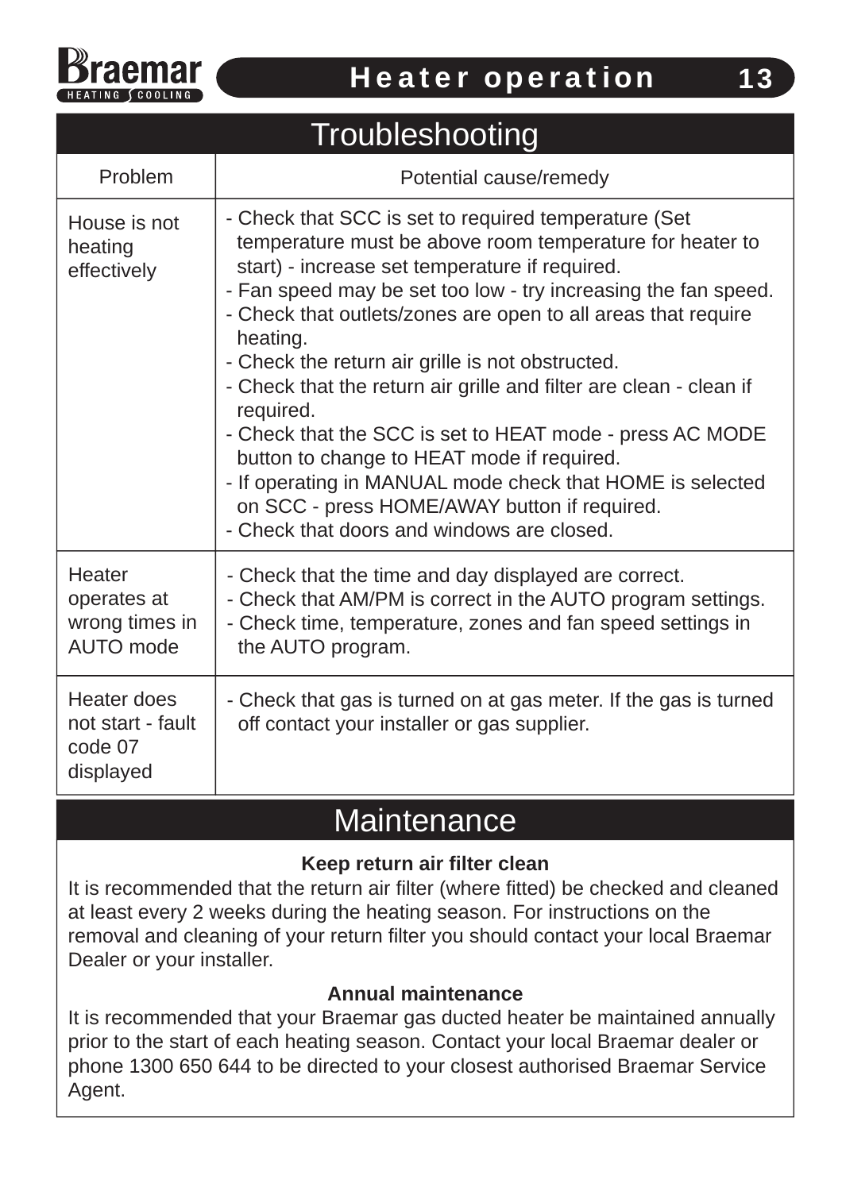## Troubleshooting

| Problem | Potential cause/remedy |
|---|---|
| House is not heating effectively | - Check that SCC is set to required temperature (Set temperature must be above room temperature for heater to start) - increase set temperature if required.<br>- Fan speed may be set too low - try increasing the fan speed.<br>- Check that outlets/zones are open to all areas that require heating.<br>- Check the return air grille is not obstructed.<br>- Check that the return air grille and filter are clean - clean if required.<br>- Check that the SCC is set to HEAT mode - press AC MODE button to change to HEAT mode if required.<br>- If operating in MANUAL mode check that HOME is selected on SCC - press HOME/AWAY button if required.<br>- Check that doors and windows are closed. |
| Heater operates at wrong times in AUTO mode | - Check that the time and day displayed are correct.<br>- Check that AM/PM is correct in the AUTO program settings.<br>- Check time, temperature, zones and fan speed settings in the AUTO program. |
| Heater does not start - fault code 07 displayed | - Check that gas is turned on at gas meter. If the gas is turned off contact your installer or gas supplier. |

## Maintenance

**Keep return air filter clean**

It is recommended that the return air filter (where fitted) be checked and cleaned at least every 2 weeks during the heating season. For instructions on the removal and cleaning of your return filter you should contact your local Braemar Dealer or your installer.

**Annual maintenance**

It is recommended that your Braemar gas ducted heater be maintained annually prior to the start of each heating season. Contact your local Braemar dealer or phone 1300 650 644 to be directed to your closest authorised Braemar Service Agent.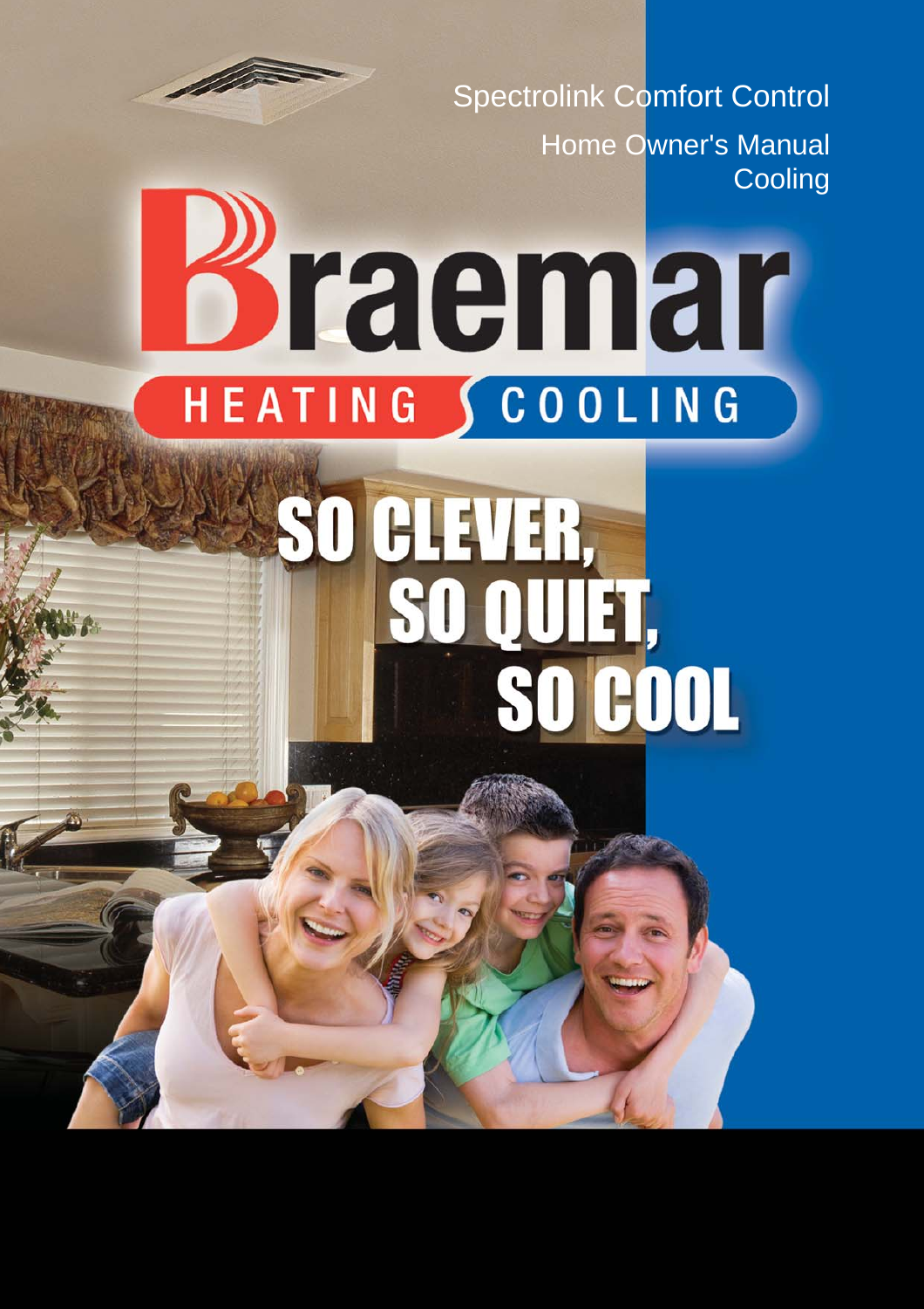Spectrolink Comfort Control

Home Owner's Manual
Cooling

# Braemar

HEATING COOLING

SO CLEVER,
SO QUIET,
SO COOL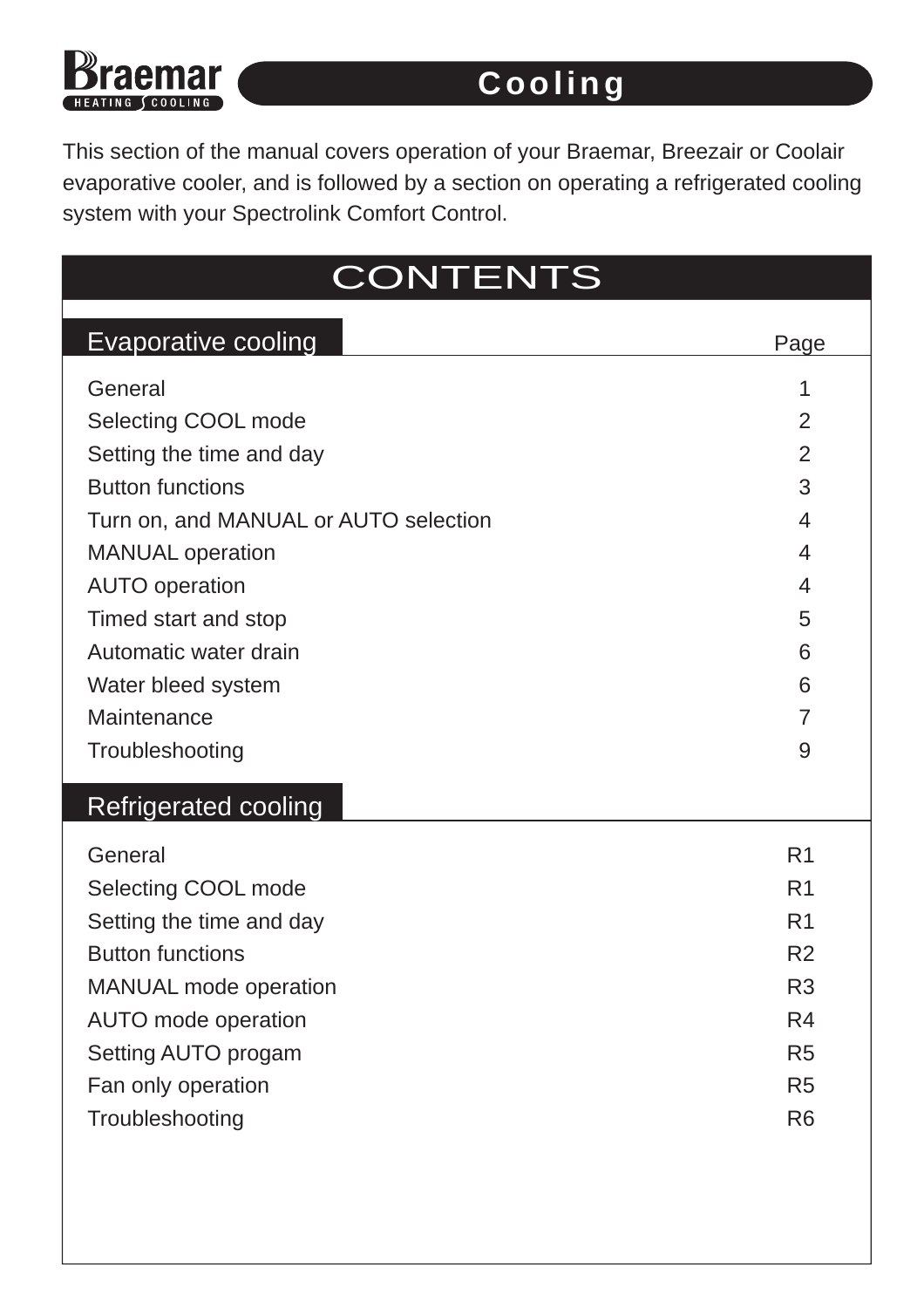Braemar HEATING COOLING

# Cooling

This section of the manual covers operation of your Braemar, Breezair or Coolair evaporative cooler, and is followed by a section on operating a refrigerated cooling system with your Spectrolink Comfort Control.

## CONTENTS

### Evaporative cooling

| | Page |
|---|---|
| General | 1 |
| Selecting COOL mode | 2 |
| Setting the time and day | 2 |
| Button functions | 3 |
| Turn on, and MANUAL or AUTO selection | 4 |
| MANUAL operation | 4 |
| AUTO operation | 4 |
| Timed start and stop | 5 |
| Automatic water drain | 6 |
| Water bleed system | 6 |
| Maintenance | 7 |
| Troubleshooting | 9 |

### Refrigerated cooling

| | |
|---|---|
| General | R1 |
| Selecting COOL mode | R1 |
| Setting the time and day | R1 |
| Button functions | R2 |
| MANUAL mode operation | R3 |
| AUTO mode operation | R4 |
| Setting AUTO progam | R5 |
| Fan only operation | R5 |
| Troubleshooting | R6 |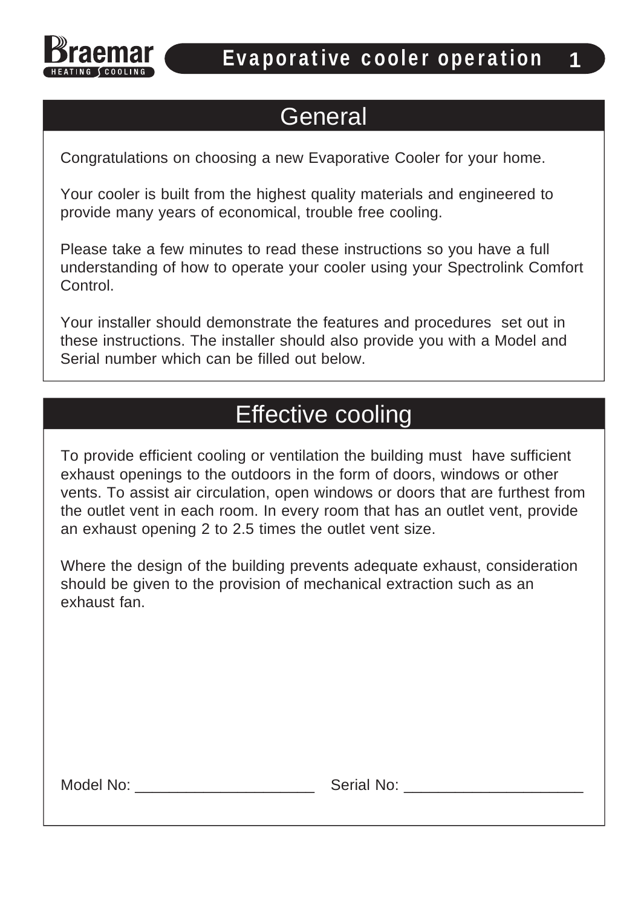## General

Congratulations on choosing a new Evaporative Cooler for your home.

Your cooler is built from the highest quality materials and engineered to provide many years of economical, trouble free cooling.

Please take a few minutes to read these instructions so you have a full understanding of how to operate your cooler using your Spectrolink Comfort Control.

Your installer should demonstrate the features and procedures set out in these instructions. The installer should also provide you with a Model and Serial number which can be filled out below.

## Effective cooling

To provide efficient cooling or ventilation the building must have sufficient exhaust openings to the outdoors in the form of doors, windows or other vents. To assist air circulation, open windows or doors that are furthest from the outlet vent in each room. In every room that has an outlet vent, provide an exhaust opening 2 to 2.5 times the outlet vent size.

Where the design of the building prevents adequate exhaust, consideration should be given to the provision of mechanical extraction such as an exhaust fan.

Model No: _____________________ Serial No: _____________________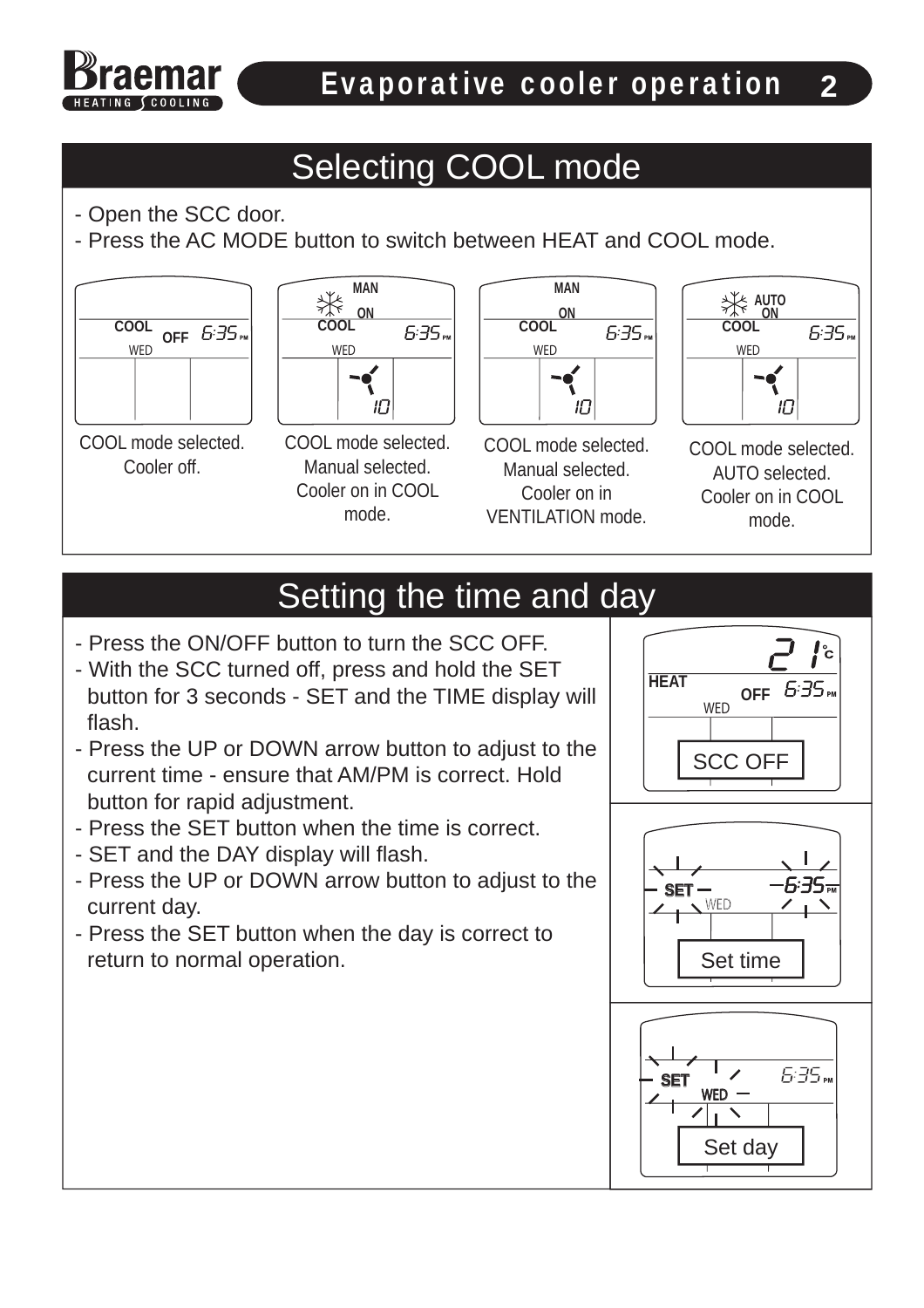## Selecting COOL mode

- Open the SCC door.
- Press the AC MODE button to switch between HEAT and COOL mode.

COOL mode selected. Cooler off.

COOL mode selected. Manual selected. Cooler on in COOL mode.

COOL mode selected. Manual selected. Cooler on in VENTILATION mode.

COOL mode selected. AUTO selected. Cooler on in COOL mode.

## Setting the time and day

- Press the ON/OFF button to turn the SCC OFF.
- With the SCC turned off, press and hold the SET button for 3 seconds - SET and the TIME display will flash.
- Press the UP or DOWN arrow button to adjust to the current time - ensure that AM/PM is correct. Hold button for rapid adjustment.
- Press the SET button when the time is correct.
- SET and the DAY display will flash.
- Press the UP or DOWN arrow button to adjust to the current day.
- Press the SET button when the day is correct to return to normal operation.

SCC OFF

Set time

Set day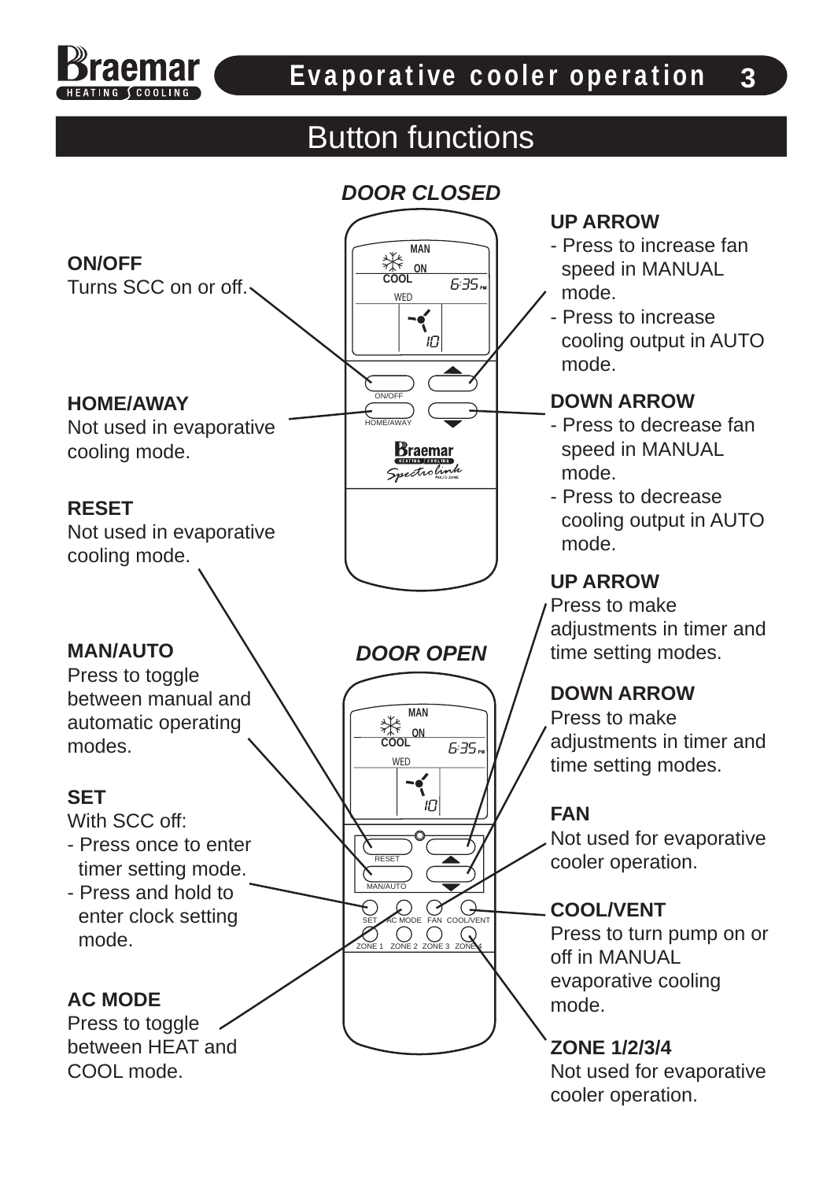# Evaporative cooler operation

## Button functions

### DOOR CLOSED

**ON/OFF**
Turns SCC on or off.

**HOME/AWAY**
Not used in evaporative cooling mode.

**RESET**
Not used in evaporative cooling mode.

**UP ARROW**
- Press to increase fan speed in MANUAL mode.
- Press to increase cooling output in AUTO mode.

**DOWN ARROW**
- Press to decrease fan speed in MANUAL mode.
- Press to decrease cooling output in AUTO mode.

### DOOR OPEN

**MAN/AUTO**
Press to toggle between manual and automatic operating modes.

**SET**
With SCC off:
- Press once to enter timer setting mode.
- Press and hold to enter clock setting mode.

**AC MODE**
Press to toggle between HEAT and COOL mode.

**UP ARROW**
Press to make adjustments in timer and time setting modes.

**DOWN ARROW**
Press to make adjustments in timer and time setting modes.

**FAN**
Not used for evaporative cooler operation.

**COOL/VENT**
Press to turn pump on or off in MANUAL evaporative cooling mode.

**ZONE 1/2/3/4**
Not used for evaporative cooler operation.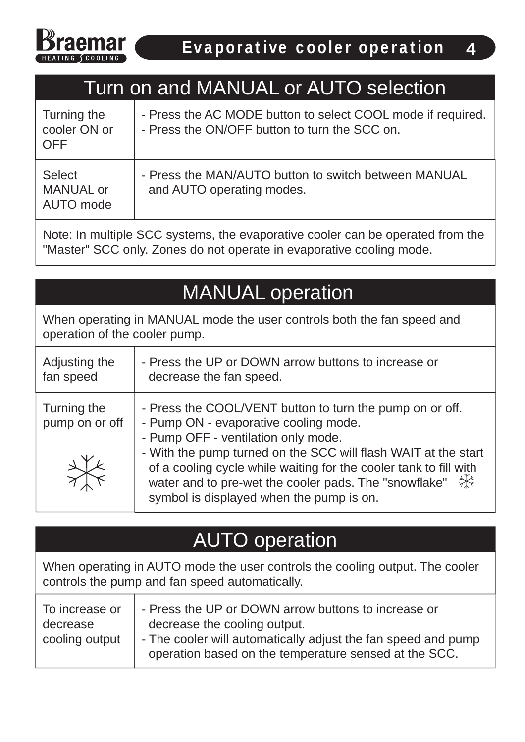# Evaporative cooler operation

## Turn on and MANUAL or AUTO selection

| | |
|---|---|
| Turning the cooler ON or OFF | - Press the AC MODE button to select COOL mode if required.<br>- Press the ON/OFF button to turn the SCC on. |
| Select MANUAL or AUTO mode | - Press the MAN/AUTO button to switch between MANUAL and AUTO operating modes. |

Note: In multiple SCC systems, the evaporative cooler can be operated from the "Master" SCC only. Zones do not operate in evaporative cooling mode.

## MANUAL operation

When operating in MANUAL mode the user controls both the fan speed and operation of the cooler pump.

| | |
|---|---|
| Adjusting the fan speed | - Press the UP or DOWN arrow buttons to increase or decrease the fan speed. |
| Turning the pump on or off | - Press the COOL/VENT button to turn the pump on or off.<br>- Pump ON - evaporative cooling mode.<br>- Pump OFF - ventilation only mode.<br>- With the pump turned on the SCC will flash WAIT at the start of a cooling cycle while waiting for the cooler tank to fill with water and to pre-wet the cooler pads. The "snowflake" symbol is displayed when the pump is on. |

## AUTO operation

When operating in AUTO mode the user controls the cooling output. The cooler controls the pump and fan speed automatically.

| | |
|---|---|
| To increase or decrease cooling output | - Press the UP or DOWN arrow buttons to increase or decrease the cooling output.<br>- The cooler will automatically adjust the fan speed and pump operation based on the temperature sensed at the SCC. |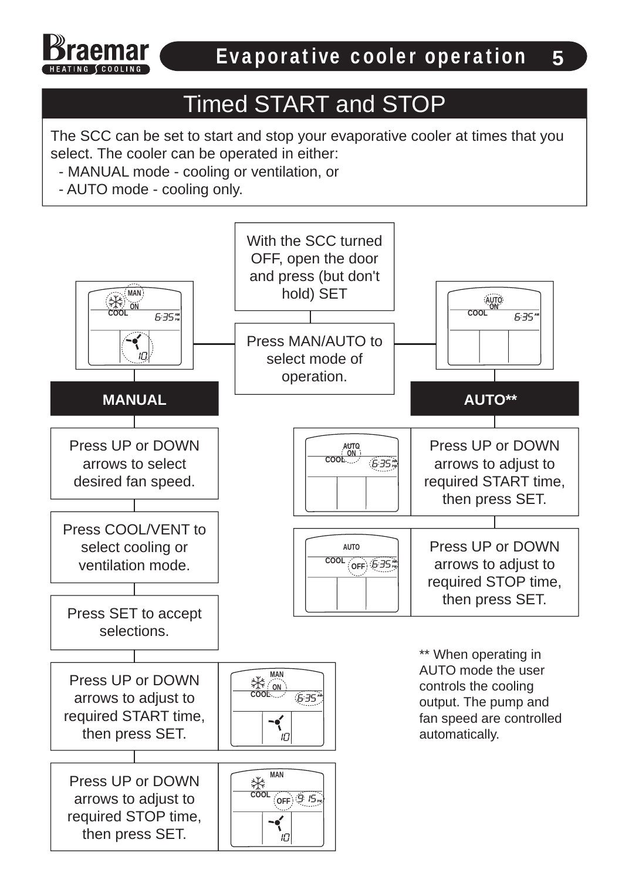# Timed START and STOP

The SCC can be set to start and stop your evaporative cooler at times that you select. The cooler can be operated in either:

- MANUAL mode - cooling or ventilation, or
- AUTO mode - cooling only.

With the SCC turned OFF, open the door and press (but don't hold) SET

Press MAN/AUTO to select mode of operation.

**MANUAL**

Press UP or DOWN arrows to select desired fan speed.

Press COOL/VENT to select cooling or ventilation mode.

Press SET to accept selections.

Press UP or DOWN arrows to adjust to required START time, then press SET.

Press UP or DOWN arrows to adjust to required STOP time, then press SET.

**AUTO****

Press UP or DOWN arrows to adjust to required START time, then press SET.

Press UP or DOWN arrows to adjust to required STOP time, then press SET.

** When operating in AUTO mode the user controls the cooling output. The pump and fan speed are controlled automatically.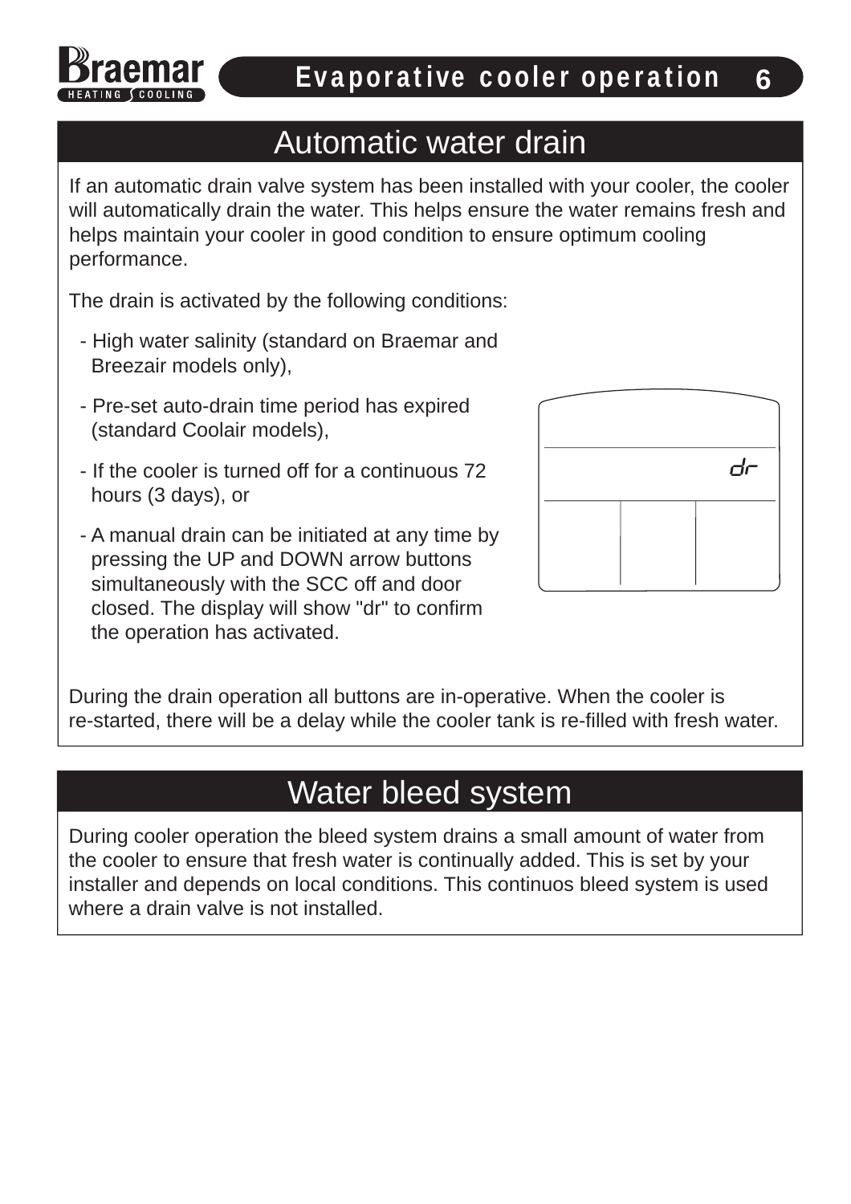## Automatic water drain

If an automatic drain valve system has been installed with your cooler, the cooler will automatically drain the water. This helps ensure the water remains fresh and helps maintain your cooler in good condition to ensure optimum cooling performance.

The drain is activated by the following conditions:

- High water salinity (standard on Braemar and Breezair models only),
- Pre-set auto-drain time period has expired (standard Coolair models),
- If the cooler is turned off for a continuous 72 hours (3 days), or
- A manual drain can be initiated at any time by pressing the UP and DOWN arrow buttons simultaneously with the SCC off and door closed. The display will show "dr" to confirm the operation has activated.

dr

During the drain operation all buttons are in-operative. When the cooler is re-started, there will be a delay while the cooler tank is re-filled with fresh water.

## Water bleed system

During cooler operation the bleed system drains a small amount of water from the cooler to ensure that fresh water is continually added. This is set by your installer and depends on local conditions. This continuos bleed system is used where a drain valve is not installed.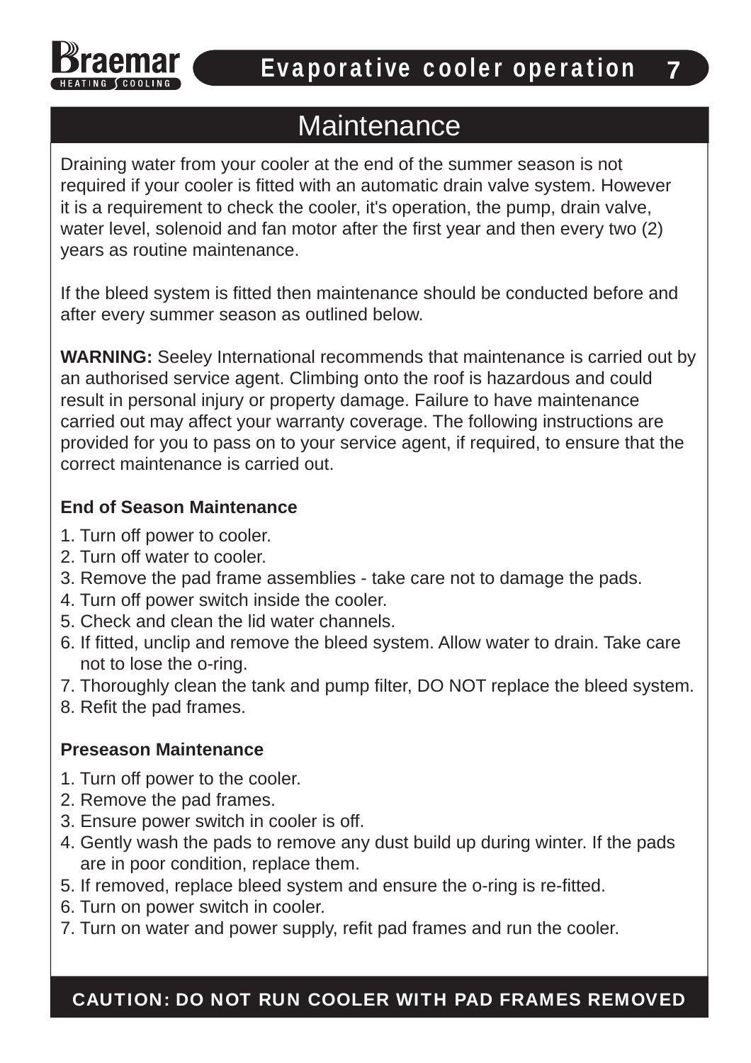# Maintenance

Draining water from your cooler at the end of the summer season is not required if your cooler is fitted with an automatic drain valve system. However it is a requirement to check the cooler, it's operation, the pump, drain valve, water level, solenoid and fan motor after the first year and then every two (2) years as routine maintenance.

If the bleed system is fitted then maintenance should be conducted before and after every summer season as outlined below.

**WARNING:** Seeley International recommends that maintenance is carried out by an authorised service agent. Climbing onto the roof is hazardous and could result in personal injury or property damage. Failure to have maintenance carried out may affect your warranty coverage. The following instructions are provided for you to pass on to your service agent, if required, to ensure that the correct maintenance is carried out.

### End of Season Maintenance

1. Turn off power to cooler.
2. Turn off water to cooler.
3. Remove the pad frame assemblies - take care not to damage the pads.
4. Turn off power switch inside the cooler.
5. Check and clean the lid water channels.
6. If fitted, unclip and remove the bleed system. Allow water to drain. Take care not to lose the o-ring.
7. Thoroughly clean the tank and pump filter, DO NOT replace the bleed system.
8. Refit the pad frames.

### Preseason Maintenance

1. Turn off power to the cooler.
2. Remove the pad frames.
3. Ensure power switch in cooler is off.
4. Gently wash the pads to remove any dust build up during winter. If the pads are in poor condition, replace them.
5. If removed, replace bleed system and ensure the o-ring is re-fitted.
6. Turn on power switch in cooler.
7. Turn on water and power supply, refit pad frames and run the cooler.

**CAUTION: DO NOT RUN COOLER WITH PAD FRAMES REMOVED**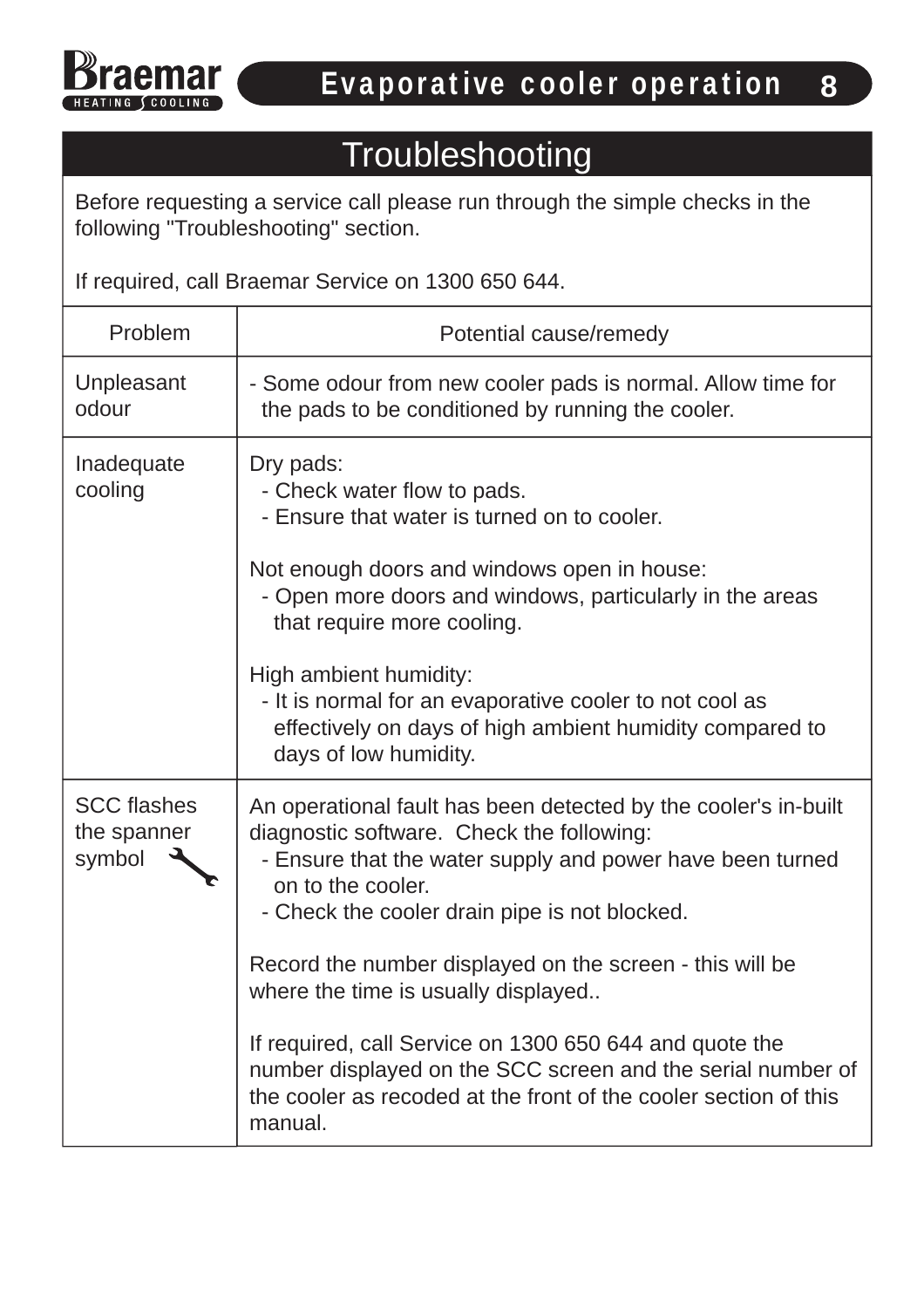## Troubleshooting

Before requesting a service call please run through the simple checks in the following "Troubleshooting" section.

If required, call Braemar Service on 1300 650 644.

| Problem | Potential cause/remedy |
|---|---|
| Unpleasant odour | - Some odour from new cooler pads is normal. Allow time for the pads to be conditioned by running the cooler. |
| Inadequate cooling | Dry pads:<br>- Check water flow to pads.<br>- Ensure that water is turned on to cooler.<br><br>Not enough doors and windows open in house:<br>- Open more doors and windows, particularly in the areas that require more cooling.<br><br>High ambient humidity:<br>- It is normal for an evaporative cooler to not cool as effectively on days of high ambient humidity compared to days of low humidity. |
| SCC flashes the spanner symbol | An operational fault has been detected by the cooler's in-built diagnostic software. Check the following:<br>- Ensure that the water supply and power have been turned on to the cooler.<br>- Check the cooler drain pipe is not blocked.<br><br>Record the number displayed on the screen - this will be where the time is usually displayed..<br><br>If required, call Service on 1300 650 644 and quote the number displayed on the SCC screen and the serial number of the cooler as recoded at the front of the cooler section of this manual. |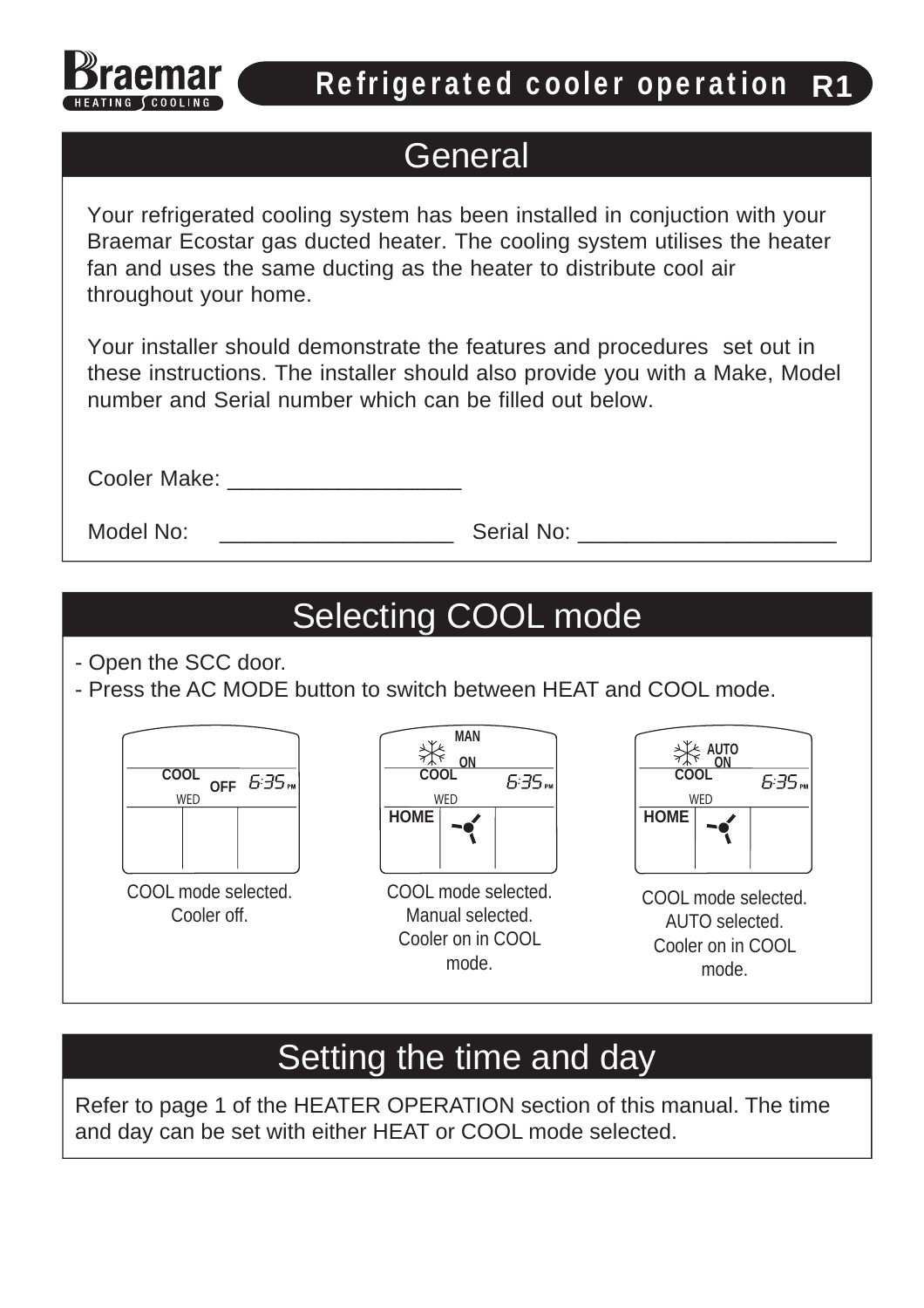# Refrigerated cooler operation R1

## General

Your refrigerated cooling system has been installed in conjuction with your Braemar Ecostar gas ducted heater. The cooling system utilises the heater fan and uses the same ducting as the heater to distribute cool air throughout your home.

Your installer should demonstrate the features and procedures set out in these instructions. The installer should also provide you with a Make, Model number and Serial number which can be filled out below.

Cooler Make: ___________________

Model No: ___________________ Serial No: _____________________

## Selecting COOL mode

- Open the SCC door.
- Press the AC MODE button to switch between HEAT and COOL mode.

COOL OFF 6:35 PM WED

COOL mode selected. Cooler off.

MAN ON COOL 6:35 PM WED HOME

COOL mode selected. Manual selected. Cooler on in COOL mode.

AUTO ON COOL 6:35 PM WED HOME

COOL mode selected. AUTO selected. Cooler on in COOL mode.

## Setting the time and day

Refer to page 1 of the HEATER OPERATION section of this manual. The time and day can be set with either HEAT or COOL mode selected.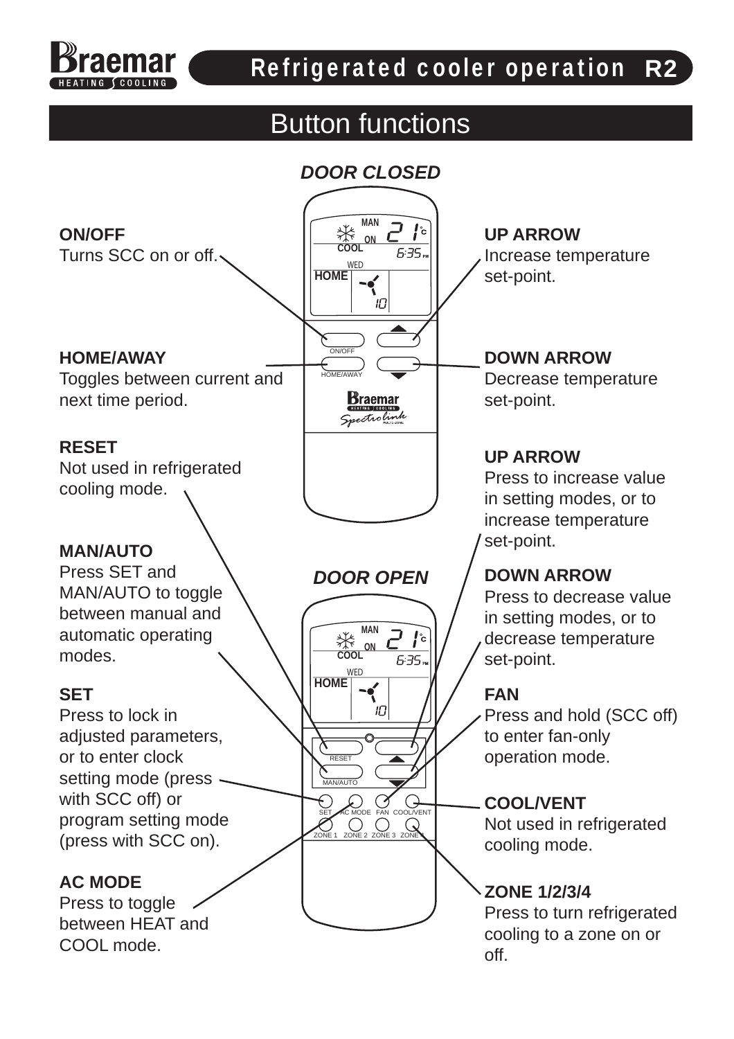# Refrigerated cooler operation R2

## Button functions

### *DOOR CLOSED*

**ON/OFF**
Turns SCC on or off.

**UP ARROW**
Increase temperature set-point.

**HOME/AWAY**
Toggles between current and next time period.

**DOWN ARROW**
Decrease temperature set-point.

### *DOOR OPEN*

**RESET**
Not used in refrigerated cooling mode.

**UP ARROW**
Press to increase value in setting modes, or to increase temperature set-point.

**MAN/AUTO**
Press SET and MAN/AUTO to toggle between manual and automatic operating modes.

**DOWN ARROW**
Press to decrease value in setting modes, or to decrease temperature set-point.

**SET**
Press to lock in adjusted parameters, or to enter clock setting mode (press with SCC off) or program setting mode (press with SCC on).

**FAN**
Press and hold (SCC off) to enter fan-only operation mode.

**COOL/VENT**
Not used in refrigerated cooling mode.

**AC MODE**
Press to toggle between HEAT and COOL mode.

**ZONE 1/2/3/4**
Press to turn refrigerated cooling to a zone on or off.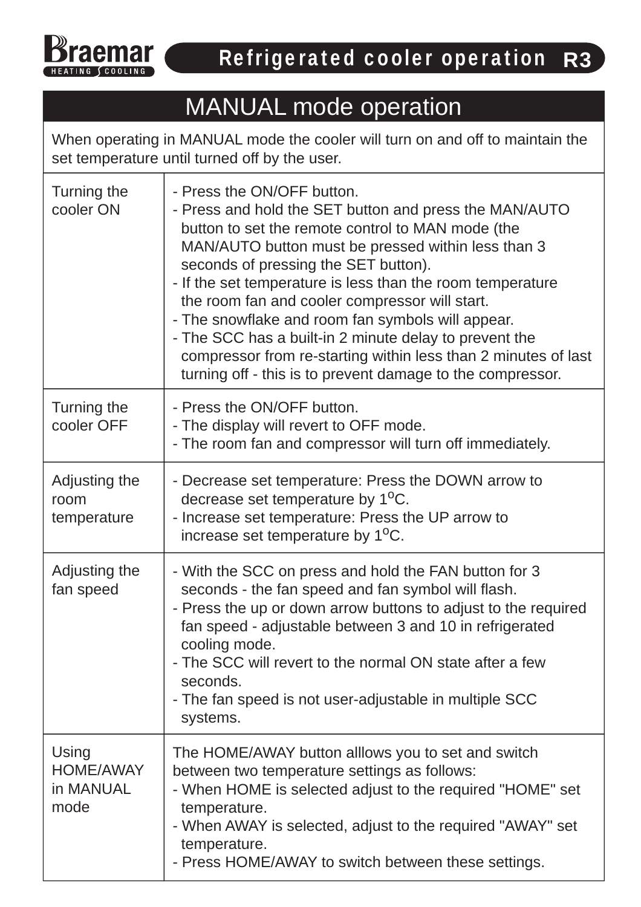# MANUAL mode operation

When operating in MANUAL mode the cooler will turn on and off to maintain the set temperature until turned off by the user.

| | |
|---|---|
| Turning the cooler ON | - Press the ON/OFF button.<br>- Press and hold the SET button and press the MAN/AUTO button to set the remote control to MAN mode (the MAN/AUTO button must be pressed within less than 3 seconds of pressing the SET button).<br>- If the set temperature is less than the room temperature the room fan and cooler compressor will start.<br>- The snowflake and room fan symbols will appear.<br>- The SCC has a built-in 2 minute delay to prevent the compressor from re-starting within less than 2 minutes of last turning off - this is to prevent damage to the compressor. |
| Turning the cooler OFF | - Press the ON/OFF button.<br>- The display will revert to OFF mode.<br>- The room fan and compressor will turn off immediately. |
| Adjusting the room temperature | - Decrease set temperature: Press the DOWN arrow to decrease set temperature by 1°C.<br>- Increase set temperature: Press the UP arrow to increase set temperature by 1°C. |
| Adjusting the fan speed | - With the SCC on press and hold the FAN button for 3 seconds - the fan speed and fan symbol will flash.<br>- Press the up or down arrow buttons to adjust to the required fan speed - adjustable between 3 and 10 in refrigerated cooling mode.<br>- The SCC will revert to the normal ON state after a few seconds.<br>- The fan speed is not user-adjustable in multiple SCC systems. |
| Using HOME/AWAY in MANUAL mode | The HOME/AWAY button alllows you to set and switch between two temperature settings as follows:<br>- When HOME is selected adjust to the required "HOME" set temperature.<br>- When AWAY is selected, adjust to the required "AWAY" set temperature.<br>- Press HOME/AWAY to switch between these settings. |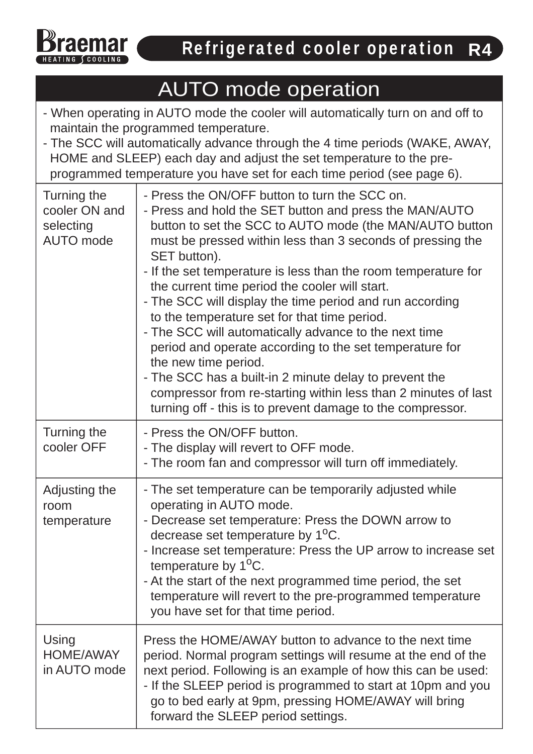# AUTO mode operation

- When operating in AUTO mode the cooler will automatically turn on and off to maintain the programmed temperature.
- The SCC will automatically advance through the 4 time periods (WAKE, AWAY, HOME and SLEEP) each day and adjust the set temperature to the pre-programmed temperature you have set for each time period (see page 6).

| | |
|---|---|
| Turning the cooler ON and selecting AUTO mode | - Press the ON/OFF button to turn the SCC on.<br>- Press and hold the SET button and press the MAN/AUTO button to set the SCC to AUTO mode (the MAN/AUTO button must be pressed within less than 3 seconds of pressing the SET button).<br>- If the set temperature is less than the room temperature for the current time period the cooler will start.<br>- The SCC will display the time period and run according to the temperature set for that time period.<br>- The SCC will automatically advance to the next time period and operate according to the set temperature for the new time period.<br>- The SCC has a built-in 2 minute delay to prevent the compressor from re-starting within less than 2 minutes of last turning off - this is to prevent damage to the compressor. |
| Turning the cooler OFF | - Press the ON/OFF button.<br>- The display will revert to OFF mode.<br>- The room fan and compressor will turn off immediately. |
| Adjusting the room temperature | - The set temperature can be temporarily adjusted while operating in AUTO mode.<br>- Decrease set temperature: Press the DOWN arrow to decrease set temperature by 1°C.<br>- Increase set temperature: Press the UP arrow to increase set temperature by 1°C.<br>- At the start of the next programmed time period, the set temperature will revert to the pre-programmed temperature you have set for that time period. |
| Using HOME/AWAY in AUTO mode | Press the HOME/AWAY button to advance to the next time period. Normal program settings will resume at the end of the next period. Following is an example of how this can be used:<br>- If the SLEEP period is programmed to start at 10pm and you go to bed early at 9pm, pressing HOME/AWAY will bring forward the SLEEP period settings. |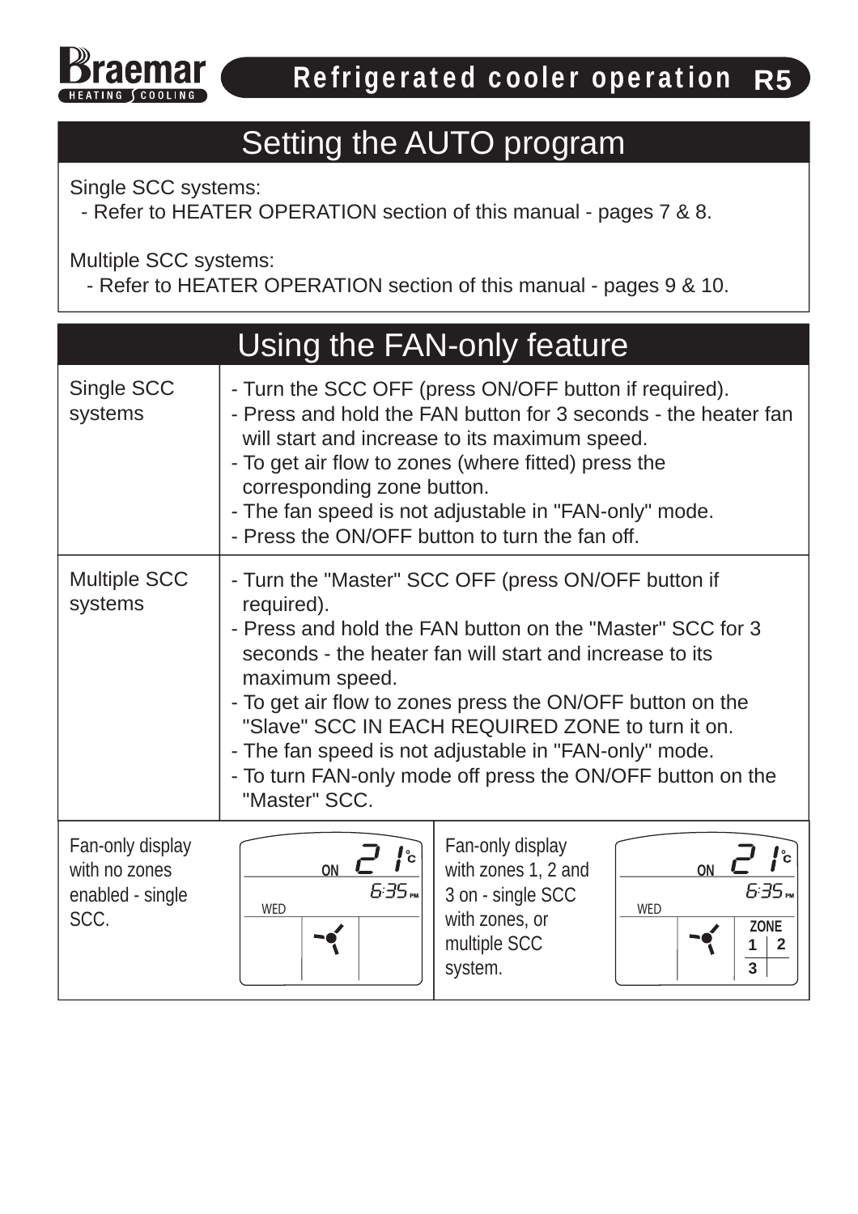# Refrigerated cooler operation R5

## Setting the AUTO program

Single SCC systems:
- Refer to HEATER OPERATION section of this manual - pages 7 & 8.

Multiple SCC systems:
- Refer to HEATER OPERATION section of this manual - pages 9 & 10.

## Using the FAN-only feature

| | |
|---|---|
| Single SCC systems | - Turn the SCC OFF (press ON/OFF button if required).<br>- Press and hold the FAN button for 3 seconds - the heater fan will start and increase to its maximum speed.<br>- To get air flow to zones (where fitted) press the corresponding zone button.<br>- The fan speed is not adjustable in "FAN-only" mode.<br>- Press the ON/OFF button to turn the fan off. |
| Multiple SCC systems | - Turn the "Master" SCC OFF (press ON/OFF button if required).<br>- Press and hold the FAN button on the "Master" SCC for 3 seconds - the heater fan will start and increase to its maximum speed.<br>- To get air flow to zones press the ON/OFF button on the "Slave" SCC IN EACH REQUIRED ZONE to turn it on.<br>- The fan speed is not adjustable in "FAN-only" mode.<br>- To turn FAN-only mode off press the ON/OFF button on the "Master" SCC. |

Fan-only display with no zones enabled - single SCC.

ON 21°C
6:35 PM
WED

Fan-only display with zones 1, 2 and 3 on - single SCC with zones, or multiple SCC system.

ON 21°C
6:35 PM
WED
ZONE 1 2 3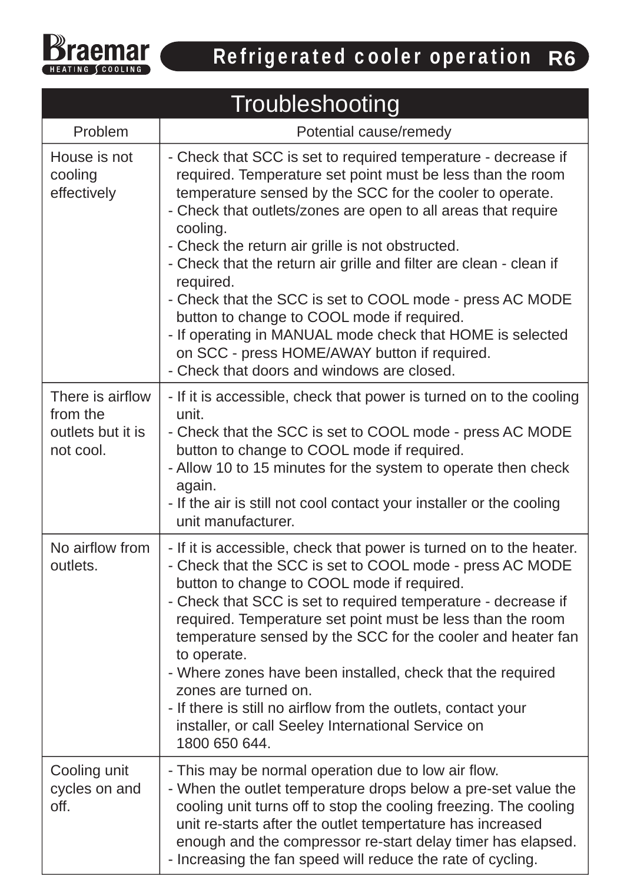# Refrigerated cooler operation R6

## Troubleshooting

| Problem | Potential cause/remedy |
|---|---|
| House is not cooling effectively | - Check that SCC is set to required temperature - decrease if required. Temperature set point must be less than the room temperature sensed by the SCC for the cooler to operate.<br>- Check that outlets/zones are open to all areas that require cooling.<br>- Check the return air grille is not obstructed.<br>- Check that the return air grille and filter are clean - clean if required.<br>- Check that the SCC is set to COOL mode - press AC MODE button to change to COOL mode if required.<br>- If operating in MANUAL mode check that HOME is selected on SCC - press HOME/AWAY button if required.<br>- Check that doors and windows are closed. |
| There is airflow from the outlets but it is not cool. | - If it is accessible, check that power is turned on to the cooling unit.<br>- Check that the SCC is set to COOL mode - press AC MODE button to change to COOL mode if required.<br>- Allow 10 to 15 minutes for the system to operate then check again.<br>- If the air is still not cool contact your installer or the cooling unit manufacturer. |
| No airflow from outlets. | - If it is accessible, check that power is turned on to the heater.<br>- Check that the SCC is set to COOL mode - press AC MODE button to change to COOL mode if required.<br>- Check that SCC is set to required temperature - decrease if required. Temperature set point must be less than the room temperature sensed by the SCC for the cooler and heater fan to operate.<br>- Where zones have been installed, check that the required zones are turned on.<br>- If there is still no airflow from the outlets, contact your installer, or call Seeley International Service on 1800 650 644. |
| Cooling unit cycles on and off. | - This may be normal operation due to low air flow.<br>- When the outlet temperature drops below a pre-set value the cooling unit turns off to stop the cooling freezing. The cooling unit re-starts after the outlet tempertature has increased enough and the compressor re-start delay timer has elapsed.<br>- Increasing the fan speed will reduce the rate of cycling. |